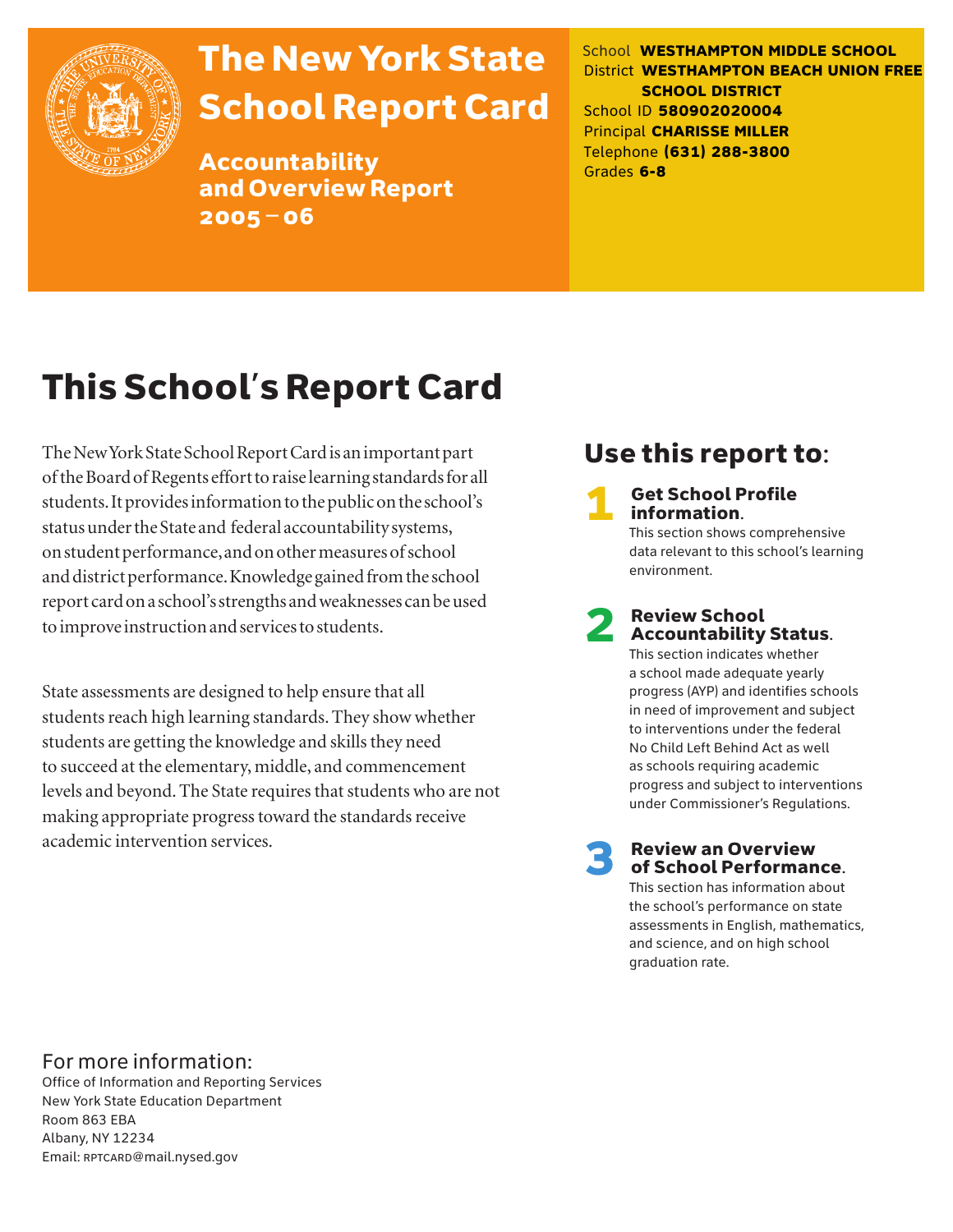# The New York State School Report Card

**Accountability and Overview Report 2005 – 06**

School **WESTHAMPTON MIDDLE SCHOOL**
District **WESTHAMPTON BEACH UNION FREE SCHOOL DISTRICT**
School ID **580902020004**
Principal **CHARISSE MILLER**
Telephone **(631) 288-3800**
Grades **6-8**

## This School's Report Card

The New York State School Report Card is an important part of the Board of Regents effort to raise learning standards for all students. It provides information to the public on the school's status under the State and federal accountability systems, on student performance, and on other measures of school and district performance. Knowledge gained from the school report card on a school's strengths and weaknesses can be used to improve instruction and services to students.

State assessments are designed to help ensure that all students reach high learning standards. They show whether students are getting the knowledge and skills they need to succeed at the elementary, middle, and commencement levels and beyond. The State requires that students who are not making appropriate progress toward the standards receive academic intervention services.

## Use this report to:

**1 Get School Profile information.**
This section shows comprehensive data relevant to this school's learning environment.

**2 Review School Accountability Status.**
This section indicates whether a school made adequate yearly progress (AYP) and identifies schools in need of improvement and subject to interventions under the federal No Child Left Behind Act as well as schools requiring academic progress and subject to interventions under Commissioner's Regulations.

**3 Review an Overview of School Performance.**
This section has information about the school's performance on state assessments in English, mathematics, and science, and on high school graduation rate.

For more information:
Office of Information and Reporting Services
New York State Education Department
Room 863 EBA
Albany, NY 12234
Email: RPTCARD@mail.nysed.gov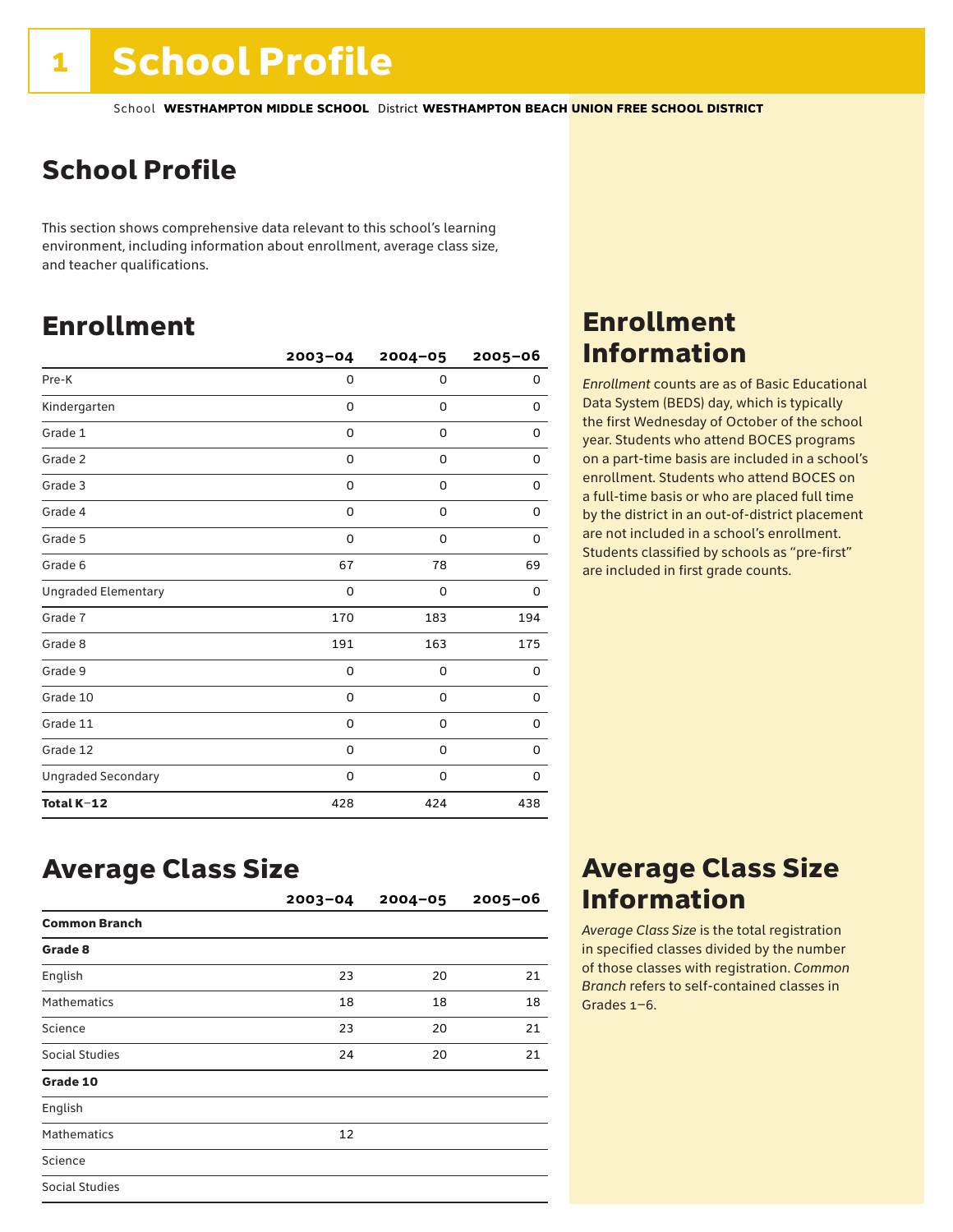# 1 School Profile

School **WESTHAMPTON MIDDLE SCHOOL** District **WESTHAMPTON BEACH UNION FREE SCHOOL DISTRICT**

## School Profile

This section shows comprehensive data relevant to this school's learning environment, including information about enrollment, average class size, and teacher qualifications.

## Enrollment

| | 2003–04 | 2004–05 | 2005–06 |
|---|---|---|---|
| Pre-K | 0 | 0 | 0 |
| Kindergarten | 0 | 0 | 0 |
| Grade 1 | 0 | 0 | 0 |
| Grade 2 | 0 | 0 | 0 |
| Grade 3 | 0 | 0 | 0 |
| Grade 4 | 0 | 0 | 0 |
| Grade 5 | 0 | 0 | 0 |
| Grade 6 | 67 | 78 | 69 |
| Ungraded Elementary | 0 | 0 | 0 |
| Grade 7 | 170 | 183 | 194 |
| Grade 8 | 191 | 163 | 175 |
| Grade 9 | 0 | 0 | 0 |
| Grade 10 | 0 | 0 | 0 |
| Grade 11 | 0 | 0 | 0 |
| Grade 12 | 0 | 0 | 0 |
| Ungraded Secondary | 0 | 0 | 0 |
| **Total K–12** | 428 | 424 | 438 |

## Enrollment Information

*Enrollment* counts are as of Basic Educational Data System (BEDS) day, which is typically the first Wednesday of October of the school year. Students who attend BOCES programs on a part-time basis are included in a school's enrollment. Students who attend BOCES on a full-time basis or who are placed full time by the district in an out-of-district placement are not included in a school's enrollment. Students classified by schools as "pre-first" are included in first grade counts.

## Average Class Size

| | 2003–04 | 2004–05 | 2005–06 |
|---|---|---|---|
| **Common Branch** | | | |
| **Grade 8** | | | |
| English | 23 | 20 | 21 |
| Mathematics | 18 | 18 | 18 |
| Science | 23 | 20 | 21 |
| Social Studies | 24 | 20 | 21 |
| **Grade 10** | | | |
| English | | | |
| Mathematics | 12 | | |
| Science | | | |
| Social Studies | | | |

## Average Class Size Information

*Average Class Size* is the total registration in specified classes divided by the number of those classes with registration. *Common Branch* refers to self-contained classes in Grades 1–6.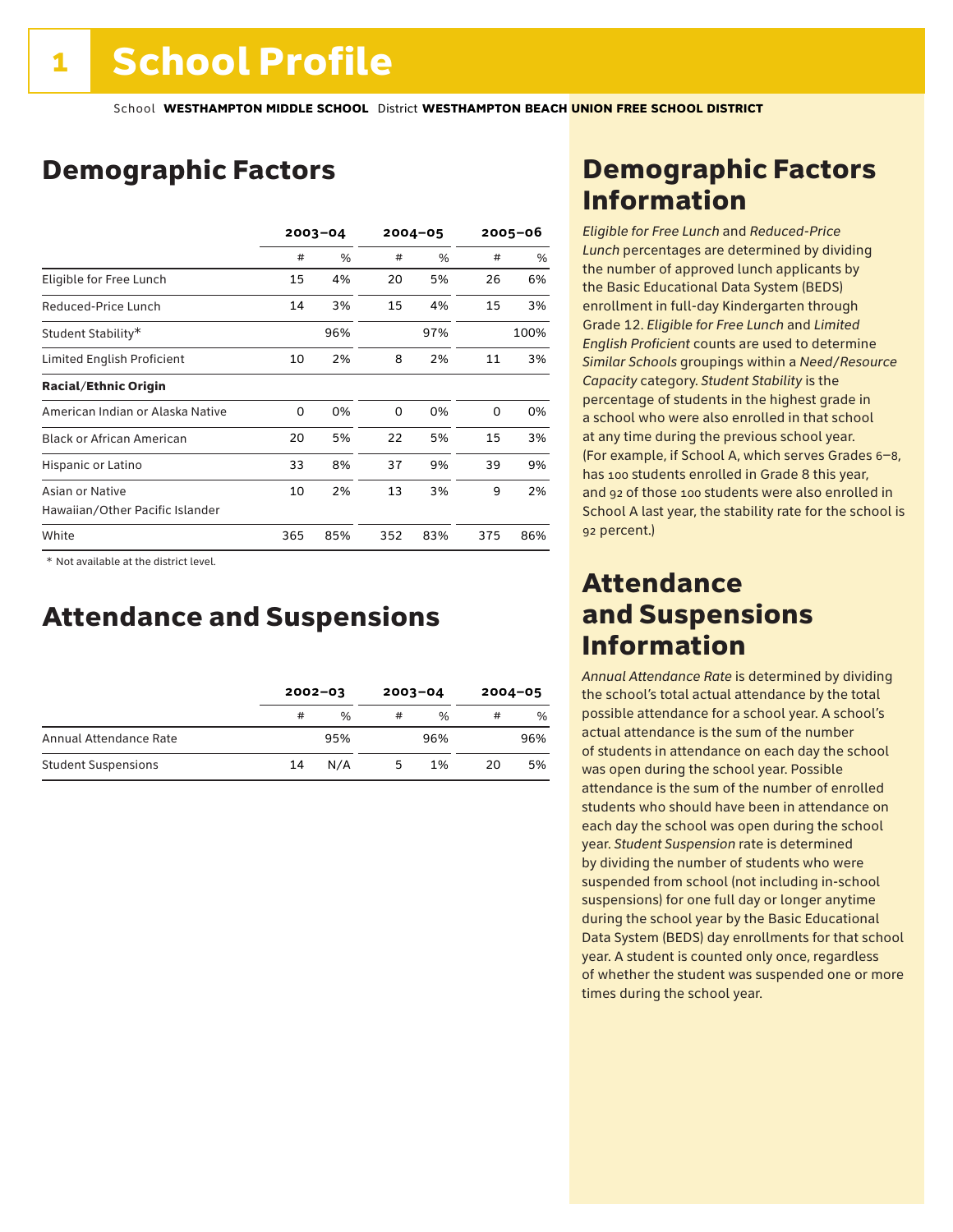# 1 School Profile

School **WESTHAMPTON MIDDLE SCHOOL** District **WESTHAMPTON BEACH UNION FREE SCHOOL DISTRICT**

## Demographic Factors

| | 2003–04 | | 2004–05 | | 2005–06 | |
|---|---|---|---|---|---|---|
| | # | % | # | % | # | % |
| Eligible for Free Lunch | 15 | 4% | 20 | 5% | 26 | 6% |
| Reduced-Price Lunch | 14 | 3% | 15 | 4% | 15 | 3% |
| Student Stability* | | 96% | | 97% | | 100% |
| Limited English Proficient | 10 | 2% | 8 | 2% | 11 | 3% |
| **Racial/Ethnic Origin** | | | | | | |
| American Indian or Alaska Native | 0 | 0% | 0 | 0% | 0 | 0% |
| Black or African American | 20 | 5% | 22 | 5% | 15 | 3% |
| Hispanic or Latino | 33 | 8% | 37 | 9% | 39 | 9% |
| Asian or Native Hawaiian/Other Pacific Islander | 10 | 2% | 13 | 3% | 9 | 2% |
| White | 365 | 85% | 352 | 83% | 375 | 86% |

\* Not available at the district level.

## Attendance and Suspensions

| | 2002–03 | | 2003–04 | | 2004–05 | |
|---|---|---|---|---|---|---|
| | # | % | # | % | # | % |
| Annual Attendance Rate | | 95% | | 96% | | 96% |
| Student Suspensions | 14 | N/A | 5 | 1% | 20 | 5% |

## Demographic Factors Information

*Eligible for Free Lunch* and *Reduced-Price Lunch* percentages are determined by dividing the number of approved lunch applicants by the Basic Educational Data System (BEDS) enrollment in full-day Kindergarten through Grade 12. *Eligible for Free Lunch* and *Limited English Proficient* counts are used to determine *Similar Schools* groupings within a *Need/Resource Capacity* category. *Student Stability* is the percentage of students in the highest grade in a school who were also enrolled in that school at any time during the previous school year. (For example, if School A, which serves Grades 6–8, has 100 students enrolled in Grade 8 this year, and 92 of those 100 students were also enrolled in School A last year, the stability rate for the school is 92 percent.)

## Attendance and Suspensions Information

*Annual Attendance Rate* is determined by dividing the school's total actual attendance by the total possible attendance for a school year. A school's actual attendance is the sum of the number of students in attendance on each day the school was open during the school year. Possible attendance is the sum of the number of enrolled students who should have been in attendance on each day the school was open during the school year. *Student Suspension* rate is determined by dividing the number of students who were suspended from school (not including in-school suspensions) for one full day or longer anytime during the school year by the Basic Educational Data System (BEDS) day enrollments for that school year. A student is counted only once, regardless of whether the student was suspended one or more times during the school year.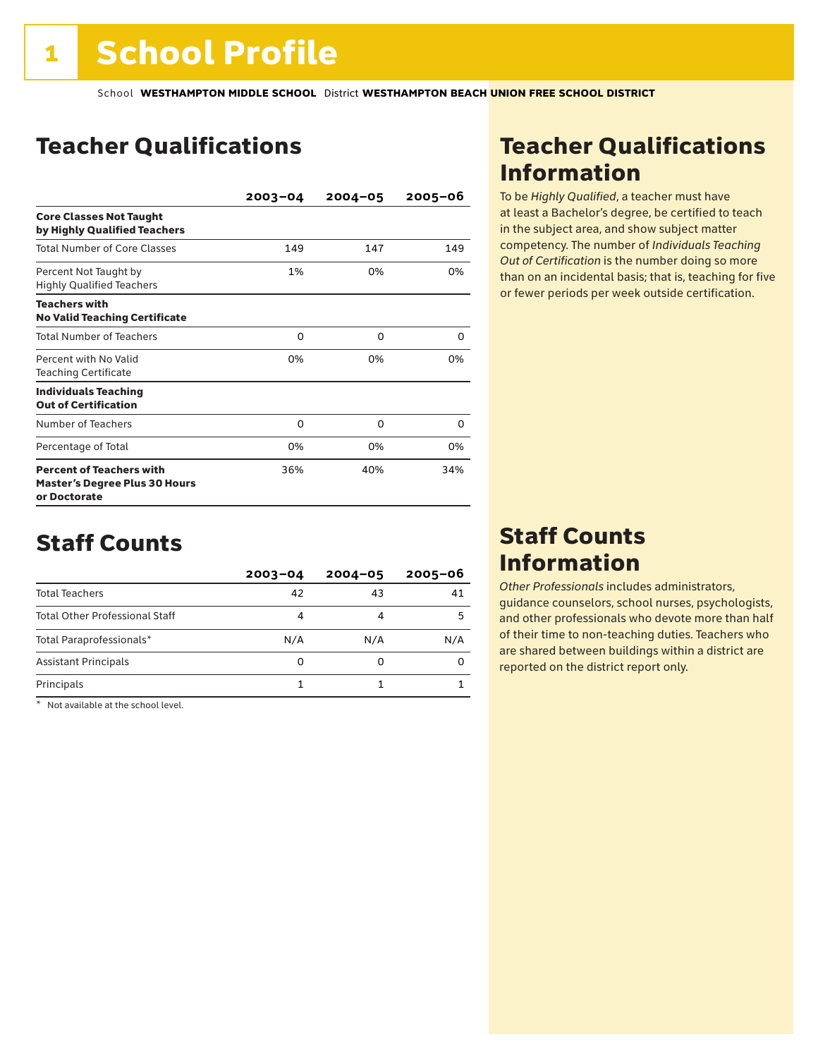# 1 School Profile

School **WESTHAMPTON MIDDLE SCHOOL** District **WESTHAMPTON BEACH UNION FREE SCHOOL DISTRICT**

## Teacher Qualifications

| | 2003–04 | 2004–05 | 2005–06 |
|---|---|---|---|
| **Core Classes Not Taught by Highly Qualified Teachers** | | | |
| Total Number of Core Classes | 149 | 147 | 149 |
| Percent Not Taught by Highly Qualified Teachers | 1% | 0% | 0% |
| **Teachers with No Valid Teaching Certificate** | | | |
| Total Number of Teachers | 0 | 0 | 0 |
| Percent with No Valid Teaching Certificate | 0% | 0% | 0% |
| **Individuals Teaching Out of Certification** | | | |
| Number of Teachers | 0 | 0 | 0 |
| Percentage of Total | 0% | 0% | 0% |
| **Percent of Teachers with Master's Degree Plus 30 Hours or Doctorate** | 36% | 40% | 34% |

## Teacher Qualifications Information

To be *Highly Qualified*, a teacher must have at least a Bachelor's degree, be certified to teach in the subject area, and show subject matter competency. The number of *Individuals Teaching Out of Certification* is the number doing so more than on an incidental basis; that is, teaching for five or fewer periods per week outside certification.

## Staff Counts

| | 2003–04 | 2004–05 | 2005–06 |
|---|---|---|---|
| Total Teachers | 42 | 43 | 41 |
| Total Other Professional Staff | 4 | 4 | 5 |
| Total Paraprofessionals* | N/A | N/A | N/A |
| Assistant Principals | 0 | 0 | 0 |
| Principals | 1 | 1 | 1 |

\* Not available at the school level.

## Staff Counts Information

*Other Professionals* includes administrators, guidance counselors, school nurses, psychologists, and other professionals who devote more than half of their time to non-teaching duties. Teachers who are shared between buildings within a district are reported on the district report only.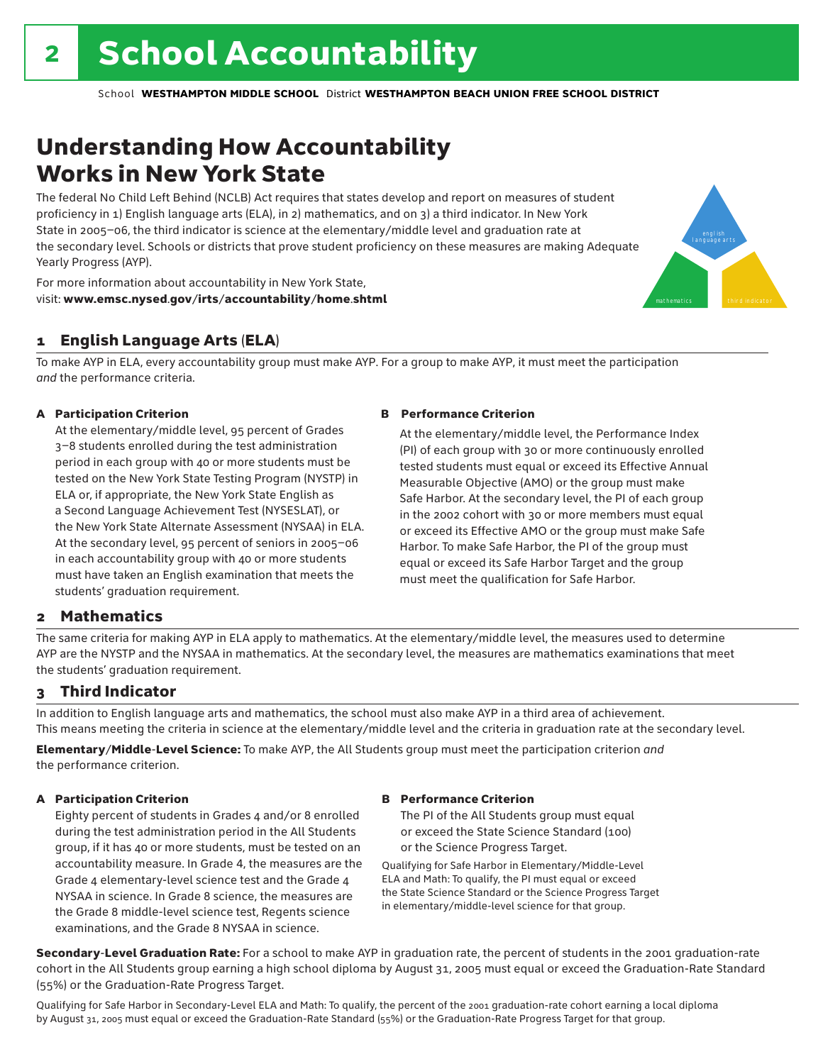# 2 School Accountability

School **WESTHAMPTON MIDDLE SCHOOL** District **WESTHAMPTON BEACH UNION FREE SCHOOL DISTRICT**

## Understanding How Accountability Works in New York State

The federal No Child Left Behind (NCLB) Act requires that states develop and report on measures of student proficiency in 1) English language arts (ELA), in 2) mathematics, and on 3) a third indicator. In New York State in 2005–06, the third indicator is science at the elementary/middle level and graduation rate at the secondary level. Schools or districts that prove student proficiency on these measures are making Adequate Yearly Progress (AYP).

For more information about accountability in New York State, visit: **www.emsc.nysed.gov/irts/accountability/home.shtml**

english language arts

mathematics

third indicator

### 1 English Language Arts (ELA)

To make AYP in ELA, every accountability group must make AYP. For a group to make AYP, it must meet the participation *and* the performance criteria.

**A Participation Criterion**

At the elementary/middle level, 95 percent of Grades 3–8 students enrolled during the test administration period in each group with 40 or more students must be tested on the New York State Testing Program (NYSTP) in ELA or, if appropriate, the New York State English as a Second Language Achievement Test (NYSESLAT), or the New York State Alternate Assessment (NYSAA) in ELA. At the secondary level, 95 percent of seniors in 2005–06 in each accountability group with 40 or more students must have taken an English examination that meets the students' graduation requirement.

**B Performance Criterion**

At the elementary/middle level, the Performance Index (PI) of each group with 30 or more continuously enrolled tested students must equal or exceed its Effective Annual Measurable Objective (AMO) or the group must make Safe Harbor. At the secondary level, the PI of each group in the 2002 cohort with 30 or more members must equal or exceed its Effective AMO or the group must make Safe Harbor. To make Safe Harbor, the PI of the group must equal or exceed its Safe Harbor Target and the group must meet the qualification for Safe Harbor.

### 2 Mathematics

The same criteria for making AYP in ELA apply to mathematics. At the elementary/middle level, the measures used to determine AYP are the NYSTP and the NYSAA in mathematics. At the secondary level, the measures are mathematics examinations that meet the students' graduation requirement.

### 3 Third Indicator

In addition to English language arts and mathematics, the school must also make AYP in a third area of achievement. This means meeting the criteria in science at the elementary/middle level and the criteria in graduation rate at the secondary level.

**Elementary/Middle-Level Science:** To make AYP, the All Students group must meet the participation criterion *and* the performance criterion.

**A Participation Criterion**

Eighty percent of students in Grades 4 and/or 8 enrolled during the test administration period in the All Students group, if it has 40 or more students, must be tested on an accountability measure. In Grade 4, the measures are the Grade 4 elementary-level science test and the Grade 4 NYSAA in science. In Grade 8 science, the measures are the Grade 8 middle-level science test, Regents science examinations, and the Grade 8 NYSAA in science.

**B Performance Criterion**

The PI of the All Students group must equal or exceed the State Science Standard (100) or the Science Progress Target.

Qualifying for Safe Harbor in Elementary/Middle-Level ELA and Math: To qualify, the PI must equal or exceed the State Science Standard or the Science Progress Target in elementary/middle-level science for that group.

**Secondary-Level Graduation Rate:** For a school to make AYP in graduation rate, the percent of students in the 2001 graduation-rate cohort in the All Students group earning a high school diploma by August 31, 2005 must equal or exceed the Graduation-Rate Standard (55%) or the Graduation-Rate Progress Target.

Qualifying for Safe Harbor in Secondary-Level ELA and Math: To qualify, the percent of the 2001 graduation-rate cohort earning a local diploma by August 31, 2005 must equal or exceed the Graduation-Rate Standard (55%) or the Graduation-Rate Progress Target for that group.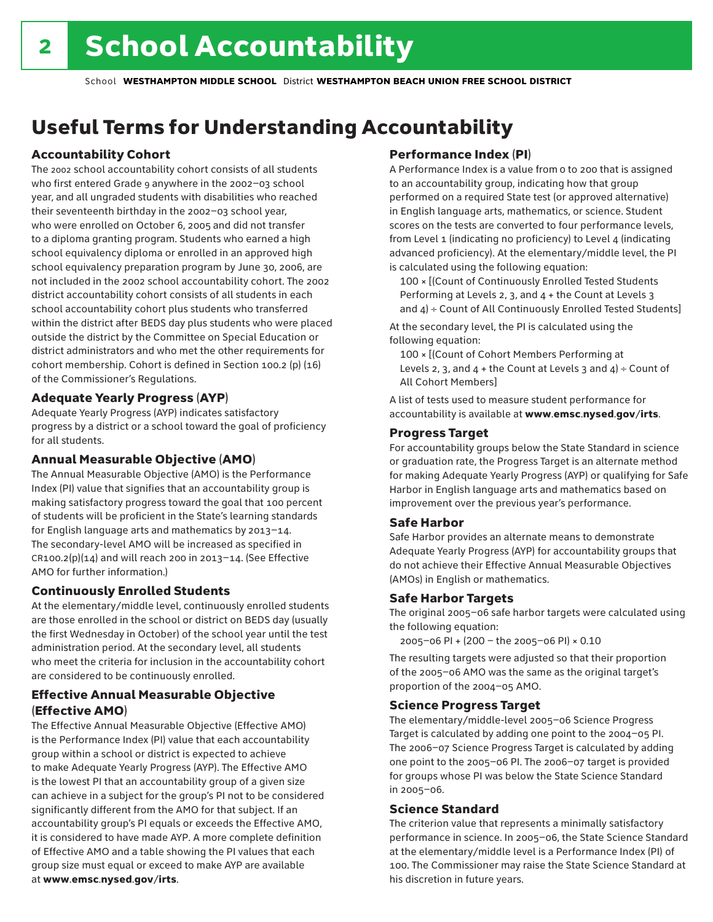# 2 School Accountability

School **WESTHAMPTON MIDDLE SCHOOL** District **WESTHAMPTON BEACH UNION FREE SCHOOL DISTRICT**

## Useful Terms for Understanding Accountability

### Accountability Cohort

The 2002 school accountability cohort consists of all students who first entered Grade 9 anywhere in the 2002–03 school year, and all ungraded students with disabilities who reached their seventeenth birthday in the 2002–03 school year, who were enrolled on October 6, 2005 and did not transfer to a diploma granting program. Students who earned a high school equivalency diploma or enrolled in an approved high school equivalency preparation program by June 30, 2006, are not included in the 2002 school accountability cohort. The 2002 district accountability cohort consists of all students in each school accountability cohort plus students who transferred within the district after BEDS day plus students who were placed outside the district by the Committee on Special Education or district administrators and who met the other requirements for cohort membership. Cohort is defined in Section 100.2 (p) (16) of the Commissioner's Regulations.

### Adequate Yearly Progress (AYP)

Adequate Yearly Progress (AYP) indicates satisfactory progress by a district or a school toward the goal of proficiency for all students.

### Annual Measurable Objective (AMO)

The Annual Measurable Objective (AMO) is the Performance Index (PI) value that signifies that an accountability group is making satisfactory progress toward the goal that 100 percent of students will be proficient in the State's learning standards for English language arts and mathematics by 2013–14. The secondary-level AMO will be increased as specified in CR100.2(p)(14) and will reach 200 in 2013–14. (See Effective AMO for further information.)

### Continuously Enrolled Students

At the elementary/middle level, continuously enrolled students are those enrolled in the school or district on BEDS day (usually the first Wednesday in October) of the school year until the test administration period. At the secondary level, all students who meet the criteria for inclusion in the accountability cohort are considered to be continuously enrolled.

### Effective Annual Measurable Objective (Effective AMO)

The Effective Annual Measurable Objective (Effective AMO) is the Performance Index (PI) value that each accountability group within a school or district is expected to achieve to make Adequate Yearly Progress (AYP). The Effective AMO is the lowest PI that an accountability group of a given size can achieve in a subject for the group's PI not to be considered significantly different from the AMO for that subject. If an accountability group's PI equals or exceeds the Effective AMO, it is considered to have made AYP. A more complete definition of Effective AMO and a table showing the PI values that each group size must equal or exceed to make AYP are available at **www.emsc.nysed.gov/irts**.

### Performance Index (PI)

A Performance Index is a value from 0 to 200 that is assigned to an accountability group, indicating how that group performed on a required State test (or approved alternative) in English language arts, mathematics, or science. Student scores on the tests are converted to four performance levels, from Level 1 (indicating no proficiency) to Level 4 (indicating advanced proficiency). At the elementary/middle level, the PI is calculated using the following equation:

100 × [(Count of Continuously Enrolled Tested Students Performing at Levels 2, 3, and 4 + the Count at Levels 3 and 4) ÷ Count of All Continuously Enrolled Tested Students]

At the secondary level, the PI is calculated using the following equation:

100 × [(Count of Cohort Members Performing at Levels 2, 3, and 4 + the Count at Levels 3 and 4) ÷ Count of All Cohort Members]

A list of tests used to measure student performance for accountability is available at **www.emsc.nysed.gov/irts**.

### Progress Target

For accountability groups below the State Standard in science or graduation rate, the Progress Target is an alternate method for making Adequate Yearly Progress (AYP) or qualifying for Safe Harbor in English language arts and mathematics based on improvement over the previous year's performance.

### Safe Harbor

Safe Harbor provides an alternate means to demonstrate Adequate Yearly Progress (AYP) for accountability groups that do not achieve their Effective Annual Measurable Objectives (AMOs) in English or mathematics.

### Safe Harbor Targets

The original 2005–06 safe harbor targets were calculated using the following equation:

2005–06 PI + (200 – the 2005–06 PI) × 0.10

The resulting targets were adjusted so that their proportion of the 2005–06 AMO was the same as the original target's proportion of the 2004–05 AMO.

### Science Progress Target

The elementary/middle-level 2005–06 Science Progress Target is calculated by adding one point to the 2004–05 PI. The 2006–07 Science Progress Target is calculated by adding one point to the 2005–06 PI. The 2006–07 target is provided for groups whose PI was below the State Science Standard in 2005–06.

### Science Standard

The criterion value that represents a minimally satisfactory performance in science. In 2005–06, the State Science Standard at the elementary/middle level is a Performance Index (PI) of 100. The Commissioner may raise the State Science Standard at his discretion in future years.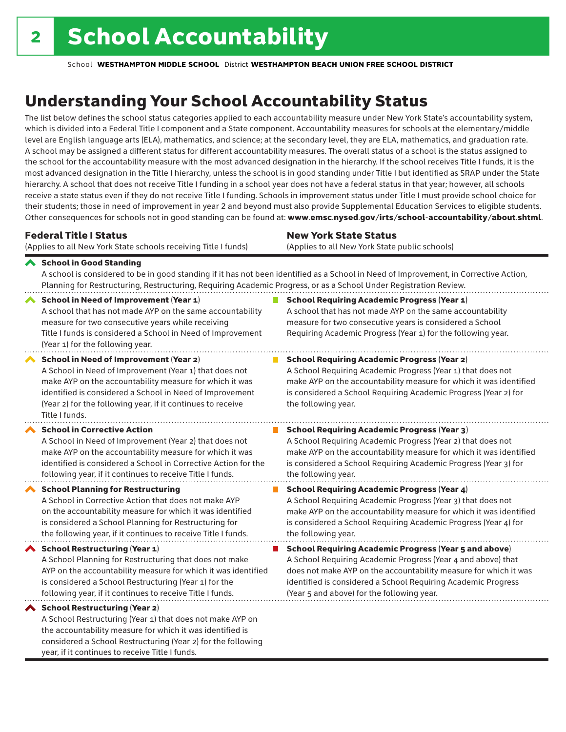# 2 School Accountability

School **WESTHAMPTON MIDDLE SCHOOL** District **WESTHAMPTON BEACH UNION FREE SCHOOL DISTRICT**

## Understanding Your School Accountability Status

The list below defines the school status categories applied to each accountability measure under New York State's accountability system, which is divided into a Federal Title I component and a State component. Accountability measures for schools at the elementary/middle level are English language arts (ELA), mathematics, and science; at the secondary level, they are ELA, mathematics, and graduation rate. A school may be assigned a different status for different accountability measures. The overall status of a school is the status assigned to the school for the accountability measure with the most advanced designation in the hierarchy. If the school receives Title I funds, it is the most advanced designation in the Title I hierarchy, unless the school is in good standing under Title I but identified as SRAP under the State hierarchy. A school that does not receive Title I funding in a school year does not have a federal status in that year; however, all schools receive a state status even if they do not receive Title I funding. Schools in improvement status under Title I must provide school choice for their students; those in need of improvement in year 2 and beyond must also provide Supplemental Education Services to eligible students. Other consequences for schools not in good standing can be found at: **www.emsc.nysed.gov/irts/school-accountability/about.shtml**.

| **Federal Title I Status** (Applies to all New York State schools receiving Title I funds) | **New York State Status** (Applies to all New York State public schools) |
|---|---|
| **School in Good Standing** A school is considered to be in good standing if it has not been identified as a School in Need of Improvement, in Corrective Action, Planning for Restructuring, Restructuring, Requiring Academic Progress, or as a School Under Registration Review. | |
| **School in Need of Improvement (Year 1)** A school that has not made AYP on the same accountability measure for two consecutive years while receiving Title I funds is considered a School in Need of Improvement (Year 1) for the following year. | **School Requiring Academic Progress (Year 1)** A school that has not made AYP on the same accountability measure for two consecutive years is considered a School Requiring Academic Progress (Year 1) for the following year. |
| **School in Need of Improvement (Year 2)** A School in Need of Improvement (Year 1) that does not make AYP on the accountability measure for which it was identified is considered a School in Need of Improvement (Year 2) for the following year, if it continues to receive Title I funds. | **School Requiring Academic Progress (Year 2)** A School Requiring Academic Progress (Year 1) that does not make AYP on the accountability measure for which it was identified is considered a School Requiring Academic Progress (Year 2) for the following year. |
| **School in Corrective Action** A School in Need of Improvement (Year 2) that does not make AYP on the accountability measure for which it was identified is considered a School in Corrective Action for the following year, if it continues to receive Title I funds. | **School Requiring Academic Progress (Year 3)** A School Requiring Academic Progress (Year 2) that does not make AYP on the accountability measure for which it was identified is considered a School Requiring Academic Progress (Year 3) for the following year. |
| **School Planning for Restructuring** A School in Corrective Action that does not make AYP on the accountability measure for which it was identified is considered a School Planning for Restructuring for the following year, if it continues to receive Title I funds. | **School Requiring Academic Progress (Year 4)** A School Requiring Academic Progress (Year 3) that does not make AYP on the accountability measure for which it was identified is considered a School Requiring Academic Progress (Year 4) for the following year. |
| **School Restructuring (Year 1)** A School Planning for Restructuring that does not make AYP on the accountability measure for which it was identified is considered a School Restructuring (Year 1) for the following year, if it continues to receive Title I funds. | **School Requiring Academic Progress (Year 5 and above)** A School Requiring Academic Progress (Year 4 and above) that does not make AYP on the accountability measure for which it was identified is considered a School Requiring Academic Progress (Year 5 and above) for the following year. |
| **School Restructuring (Year 2)** A School Restructuring (Year 1) that does not make AYP on the accountability measure for which it was identified is considered a School Restructuring (Year 2) for the following year, if it continues to receive Title I funds. | |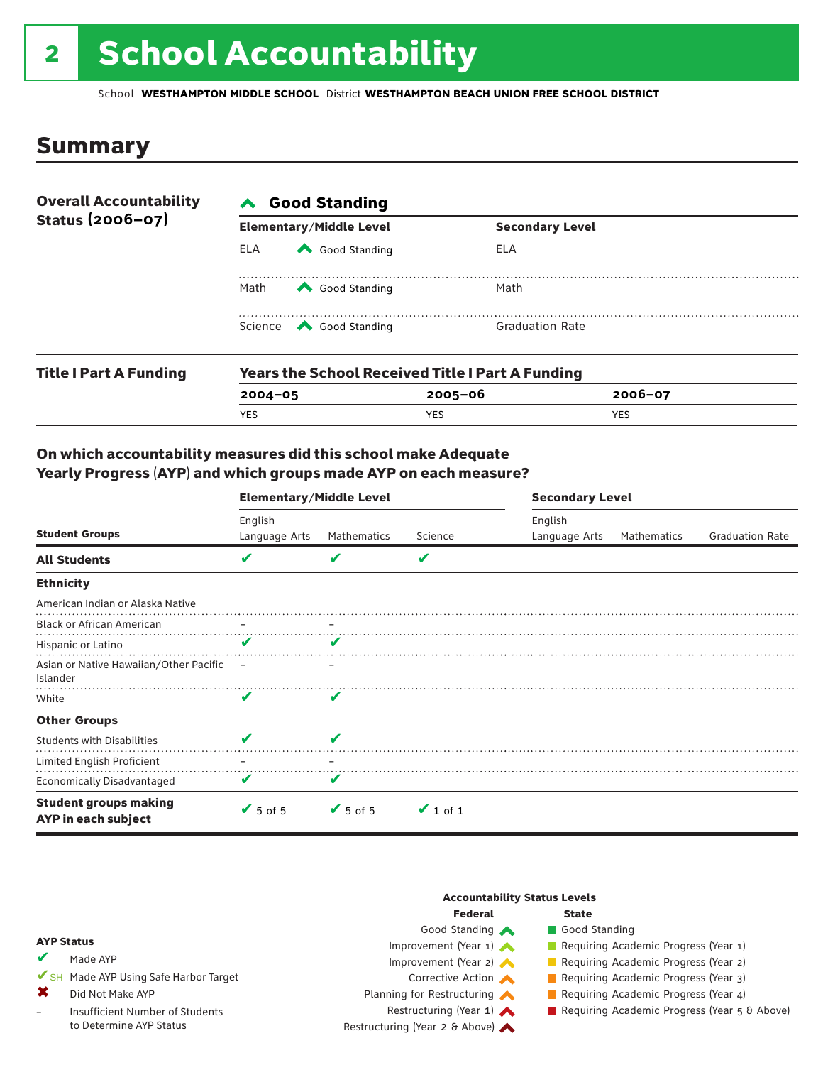# 2 School Accountability

School **WESTHAMPTON MIDDLE SCHOOL** District **WESTHAMPTON BEACH UNION FREE SCHOOL DISTRICT**

## Summary

**Overall Accountability Status (2006–07)**

**Good Standing**

| Elementary/Middle Level | | Secondary Level |
|---|---|---|
| ELA | Good Standing | ELA |
| Math | Good Standing | Math |
| Science | Good Standing | Graduation Rate |

**Title I Part A Funding**

**Years the School Received Title I Part A Funding**

| 2004–05 | 2005–06 | 2006–07 |
|---|---|---|
| YES | YES | YES |

### On which accountability measures did this school make Adequate Yearly Progress (AYP) and which groups made AYP on each measure?

| Student Groups | Elementary/Middle Level: English Language Arts | Elementary/Middle Level: Mathematics | Elementary/Middle Level: Science | Secondary Level: English Language Arts | Secondary Level: Mathematics | Secondary Level: Graduation Rate |
|---|---|---|---|---|---|---|
| **All Students** | ✔ | ✔ | ✔ | | | |
| **Ethnicity** | | | | | | |
| American Indian or Alaska Native | | | | | | |
| Black or African American | – | – | | | | |
| Hispanic or Latino | ✔ | ✔ | | | | |
| Asian or Native Hawaiian/Other Pacific Islander | – | – | | | | |
| White | ✔ | ✔ | | | | |
| **Other Groups** | | | | | | |
| Students with Disabilities | ✔ | ✔ | | | | |
| Limited English Proficient | – | – | | | | |
| Economically Disadvantaged | ✔ | ✔ | | | | |
| **Student groups making AYP in each subject** | ✔ 5 of 5 | ✔ 5 of 5 | ✔ 1 of 1 | | | |

**AYP Status**

- ✔ Made AYP
- ✔SH Made AYP Using Safe Harbor Target
- ✖ Did Not Make AYP
- – Insufficient Number of Students to Determine AYP Status

**Accountability Status Levels**

| Federal | State |
|---|---|
| Good Standing | Good Standing |
| Improvement (Year 1) | Requiring Academic Progress (Year 1) |
| Improvement (Year 2) | Requiring Academic Progress (Year 2) |
| Corrective Action | Requiring Academic Progress (Year 3) |
| Planning for Restructuring | Requiring Academic Progress (Year 4) |
| Restructuring (Year 1) | Requiring Academic Progress (Year 5 & Above) |
| Restructuring (Year 2 & Above) | |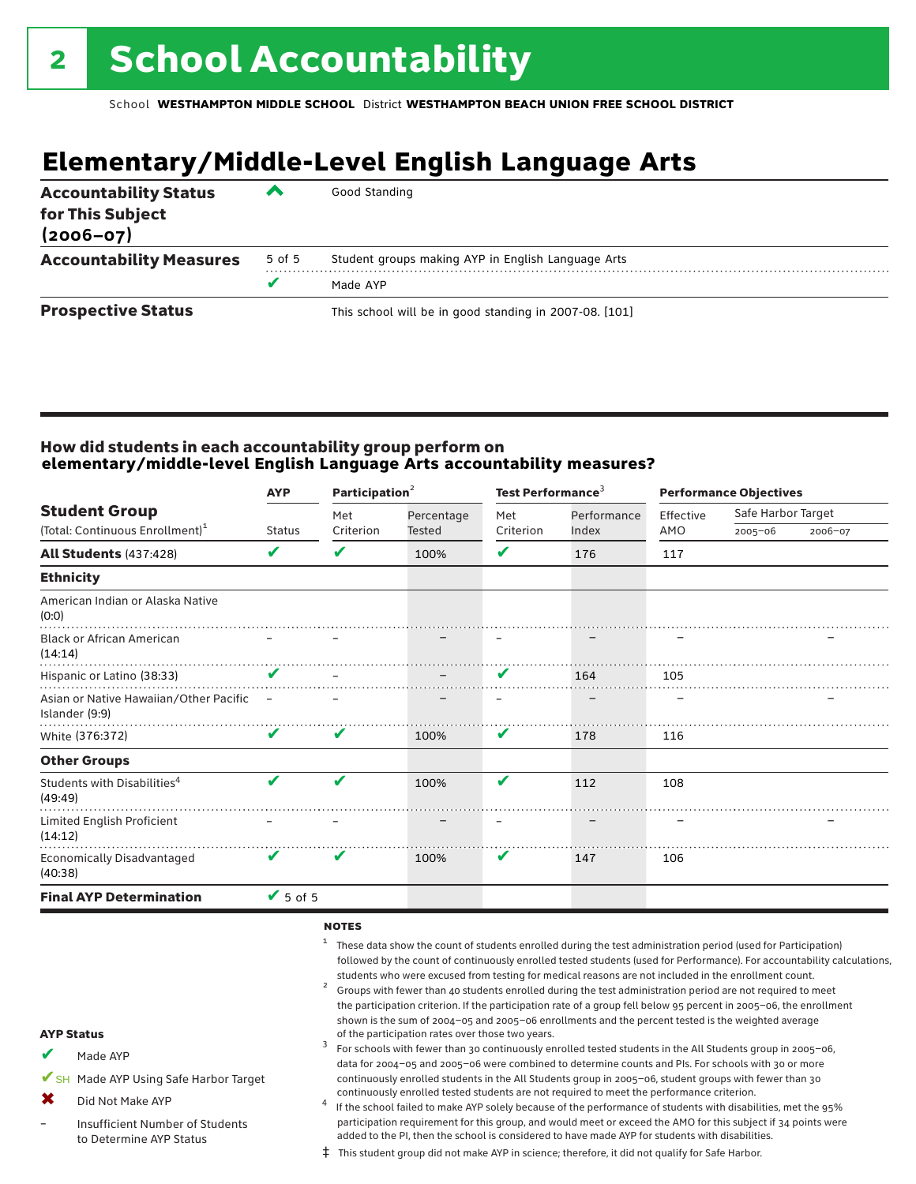# 2 School Accountability

School **WESTHAMPTON MIDDLE SCHOOL** District **WESTHAMPTON BEACH UNION FREE SCHOOL DISTRICT**

## Elementary/Middle-Level English Language Arts

| | | |
|---|---|---|
| **Accountability Status for This Subject (2006–07)** | ^ | Good Standing |
| **Accountability Measures** | 5 of 5 | Student groups making AYP in English Language Arts |
| | ✔ | Made AYP |
| **Prospective Status** | | This school will be in good standing in 2007-08. [101] |

### How did students in each accountability group perform on elementary/middle-level English Language Arts accountability measures?

| Student Group (Total: Continuous Enrollment)[1] | AYP Status | Participation[2] Met Criterion | Participation[2] Percentage Tested | Test Performance[3] Met Criterion | Test Performance[3] Performance Index | Performance Objectives Effective AMO | Safe Harbor Target 2005–06 | Safe Harbor Target 2006–07 |
|---|---|---|---|---|---|---|---|---|
| **All Students** (437:428) | ✔ | ✔ | 100% | ✔ | 176 | 117 | | |
| **Ethnicity** | | | | | | | | |
| American Indian or Alaska Native (0:0) | | | | | | | | |
| Black or African American (14:14) | – | – | – | – | – | – | | – |
| Hispanic or Latino (38:33) | ✔ | – | – | ✔ | 164 | 105 | | |
| Asian or Native Hawaiian/Other Pacific Islander (9:9) | – | – | – | – | – | – | | – |
| White (376:372) | ✔ | ✔ | 100% | ✔ | 178 | 116 | | |
| **Other Groups** | | | | | | | | |
| Students with Disabilities[4] (49:49) | ✔ | ✔ | 100% | ✔ | 112 | 108 | | |
| Limited English Proficient (14:12) | – | – | – | – | – | – | | – |
| Economically Disadvantaged (40:38) | ✔ | ✔ | 100% | ✔ | 147 | 106 | | |
| **Final AYP Determination** | ✔ 5 of 5 | | | | | | | |

**NOTES**

1. These data show the count of students enrolled during the test administration period (used for Participation) followed by the count of continuously enrolled tested students (used for Performance). For accountability calculations, students who were excused from testing for medical reasons are not included in the enrollment count.
2. Groups with fewer than 40 students enrolled during the test administration period are not required to meet the participation criterion. If the participation rate of a group fell below 95 percent in 2005–06, the enrollment shown is the sum of 2004–05 and 2005–06 enrollments and the percent tested is the weighted average of the participation rates over those two years.
3. For schools with fewer than 30 continuously enrolled tested students in the All Students group in 2005–06, data for 2004–05 and 2005–06 were combined to determine counts and PIs. For schools with 30 or more continuously enrolled students in the All Students group in 2005–06, student groups with fewer than 30 continuously enrolled tested students are not required to meet the performance criterion.
4. If the school failed to make AYP solely because of the performance of students with disabilities, met the 95% participation requirement for this group, and would meet or exceed the AMO for this subject if 34 points were added to the PI, then the school is considered to have made AYP for students with disabilities.

‡ This student group did not make AYP in science; therefore, it did not qualify for Safe Harbor.

**AYP Status**

- ✔ Made AYP
- ✔SH Made AYP Using Safe Harbor Target
- ✖ Did Not Make AYP
- – Insufficient Number of Students to Determine AYP Status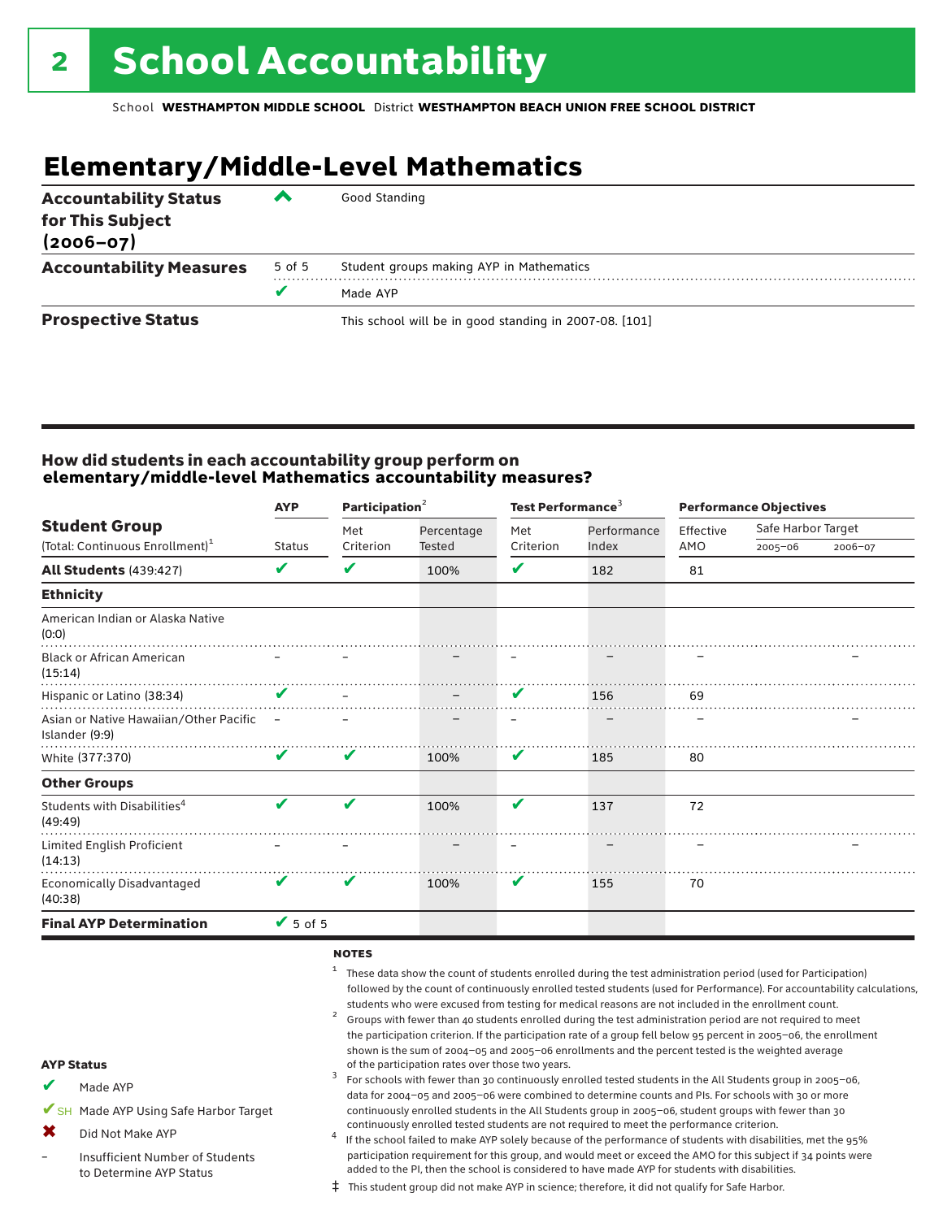# 2 School Accountability

School **WESTHAMPTON MIDDLE SCHOOL** District **WESTHAMPTON BEACH UNION FREE SCHOOL DISTRICT**

## Elementary/Middle-Level Mathematics

| | | |
|---|---|---|
| **Accountability Status for This Subject (2006–07)** | ^ | Good Standing |
| **Accountability Measures** | 5 of 5 | Student groups making AYP in Mathematics |
| | ✔ | Made AYP |
| **Prospective Status** | | This school will be in good standing in 2007-08. [101] |

### How did students in each accountability group perform on elementary/middle-level Mathematics accountability measures?

| Student Group (Total: Continuous Enrollment)[1] | AYP | Participation[2] | | Test Performance[3] | | Performance Objectives | | |
|---|---|---|---|---|---|---|---|---|
| | Status | Met Criterion | Percentage Tested | Met Criterion | Performance Index | Effective AMO | Safe Harbor Target 2005–06 | Safe Harbor Target 2006–07 |
| **All Students** (439:427) | ✔ | ✔ | 100% | ✔ | 182 | 81 | | |
| **Ethnicity** | | | | | | | | |
| American Indian or Alaska Native (0:0) | | | | | | | | |
| Black or African American (15:14) | – | – | – | – | – | – | | – |
| Hispanic or Latino (38:34) | ✔ | – | – | ✔ | 156 | 69 | | |
| Asian or Native Hawaiian/Other Pacific Islander (9:9) | – | – | – | – | – | – | | – |
| White (377:370) | ✔ | ✔ | 100% | ✔ | 185 | 80 | | |
| **Other Groups** | | | | | | | | |
| Students with Disabilities[4] (49:49) | ✔ | ✔ | 100% | ✔ | 137 | 72 | | |
| Limited English Proficient (14:13) | – | – | – | – | – | – | | – |
| Economically Disadvantaged (40:38) | ✔ | ✔ | 100% | ✔ | 155 | 70 | | |
| **Final AYP Determination** | ✔ 5 of 5 | | | | | | | |

**AYP Status**

- ✔ Made AYP
- ✔SH Made AYP Using Safe Harbor Target
- ✖ Did Not Make AYP
- – Insufficient Number of Students to Determine AYP Status

**NOTES**

1. These data show the count of students enrolled during the test administration period (used for Participation) followed by the count of continuously enrolled tested students (used for Performance). For accountability calculations, students who were excused from testing for medical reasons are not included in the enrollment count.
2. Groups with fewer than 40 students enrolled during the test administration period are not required to meet the participation criterion. If the participation rate of a group fell below 95 percent in 2005–06, the enrollment shown is the sum of 2004–05 and 2005–06 enrollments and the percent tested is the weighted average of the participation rates over those two years.
3. For schools with fewer than 30 continuously enrolled tested students in the All Students group in 2005–06, data for 2004–05 and 2005–06 were combined to determine counts and PIs. For schools with 30 or more continuously enrolled students in the All Students group in 2005–06, student groups with fewer than 30 continuously enrolled tested students are not required to meet the performance criterion.
4. If the school failed to make AYP solely because of the performance of students with disabilities, met the 95% participation requirement for this group, and would meet or exceed the AMO for this subject if 34 points were added to the PI, then the school is considered to have made AYP for students with disabilities.

‡ This student group did not make AYP in science; therefore, it did not qualify for Safe Harbor.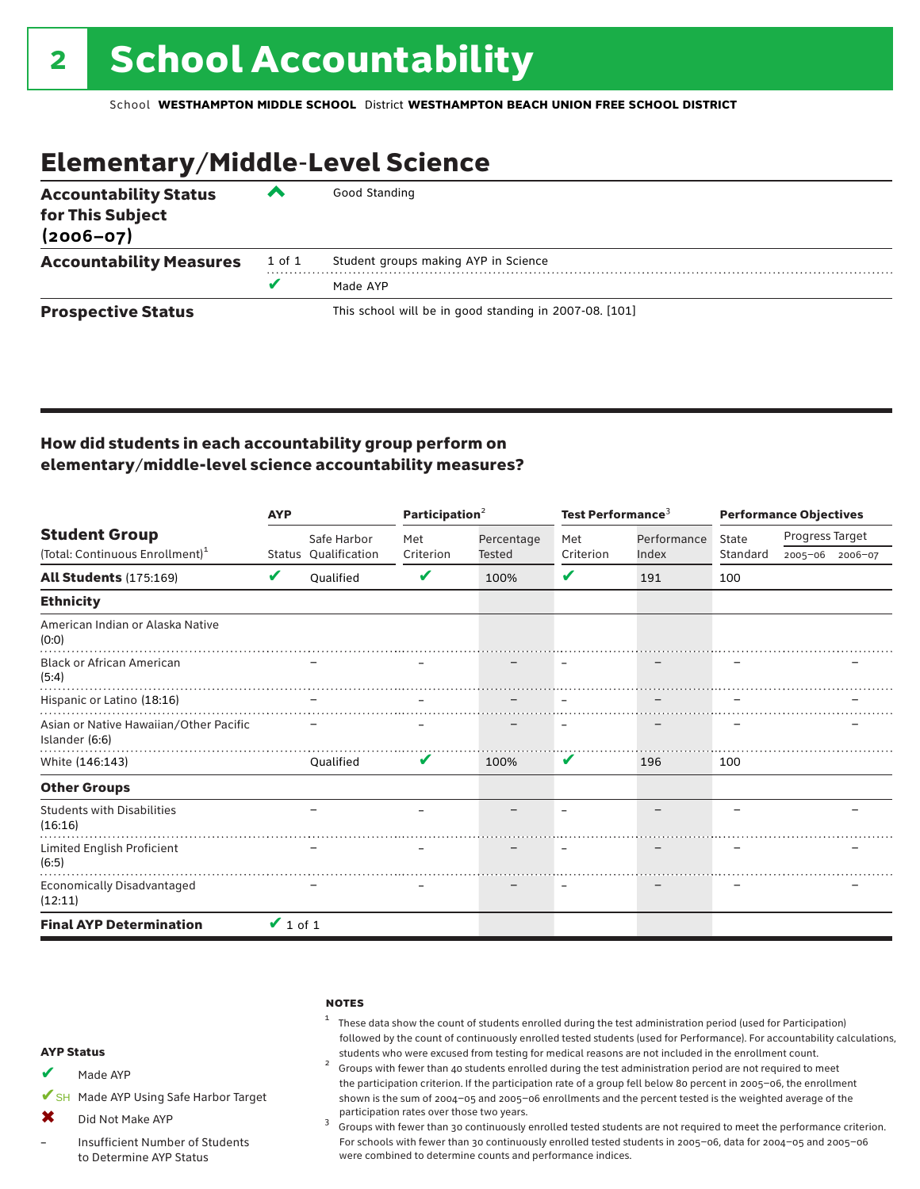# 2 School Accountability

School **WESTHAMPTON MIDDLE SCHOOL** District **WESTHAMPTON BEACH UNION FREE SCHOOL DISTRICT**

## Elementary/Middle-Level Science

| | | |
|---|---|---|
| **Accountability Status for This Subject (2006–07)** | ^ | Good Standing |
| **Accountability Measures** | 1 of 1 | Student groups making AYP in Science |
| | ✔ | Made AYP |
| **Prospective Status** | | This school will be in good standing in 2007-08. [101] |

### How did students in each accountability group perform on elementary/middle-level science accountability measures?

| Student Group (Total: Continuous Enrollment)[1] | AYP Status | AYP Safe Harbor Qualification | Participation[2] Met Criterion | Participation[2] Percentage Tested | Test Performance[3] Met Criterion | Test Performance[3] Performance Index | Performance Objectives State Standard | Progress Target 2005–06 | Progress Target 2006–07 |
|---|---|---|---|---|---|---|---|---|---|
| **All Students** (175:169) | ✔ | Qualified | ✔ | 100% | ✔ | 191 | 100 | | |
| **Ethnicity** | | | | | | | | | |
| American Indian or Alaska Native (0:0) | | | | | | | | | |
| Black or African American (5:4) | | – | – | – | – | – | – | | – |
| Hispanic or Latino (18:16) | | – | – | – | – | – | – | | – |
| Asian or Native Hawaiian/Other Pacific Islander (6:6) | | – | – | – | – | – | – | | – |
| White (146:143) | | Qualified | ✔ | 100% | ✔ | 196 | 100 | | |
| **Other Groups** | | | | | | | | | |
| Students with Disabilities (16:16) | | – | – | – | – | – | – | | – |
| Limited English Proficient (6:5) | | – | – | – | – | – | – | | – |
| Economically Disadvantaged (12:11) | | – | – | – | – | – | – | | – |
| **Final AYP Determination** | ✔ 1 of 1 | | | | | | | | |

**AYP Status**

- ✔ Made AYP
- ✔SH Made AYP Using Safe Harbor Target
- ✖ Did Not Make AYP
- – Insufficient Number of Students to Determine AYP Status

**NOTES**

[1] These data show the count of students enrolled during the test administration period (used for Participation) followed by the count of continuously enrolled tested students (used for Performance). For accountability calculations, students who were excused from testing for medical reasons are not included in the enrollment count.

[2] Groups with fewer than 40 students enrolled during the test administration period are not required to meet the participation criterion. If the participation rate of a group fell below 80 percent in 2005–06, the enrollment shown is the sum of 2004–05 and 2005–06 enrollments and the percent tested is the weighted average of the participation rates over those two years.

[3] Groups with fewer than 30 continuously enrolled tested students are not required to meet the performance criterion. For schools with fewer than 30 continuously enrolled tested students in 2005–06, data for 2004–05 and 2005–06 were combined to determine counts and performance indices.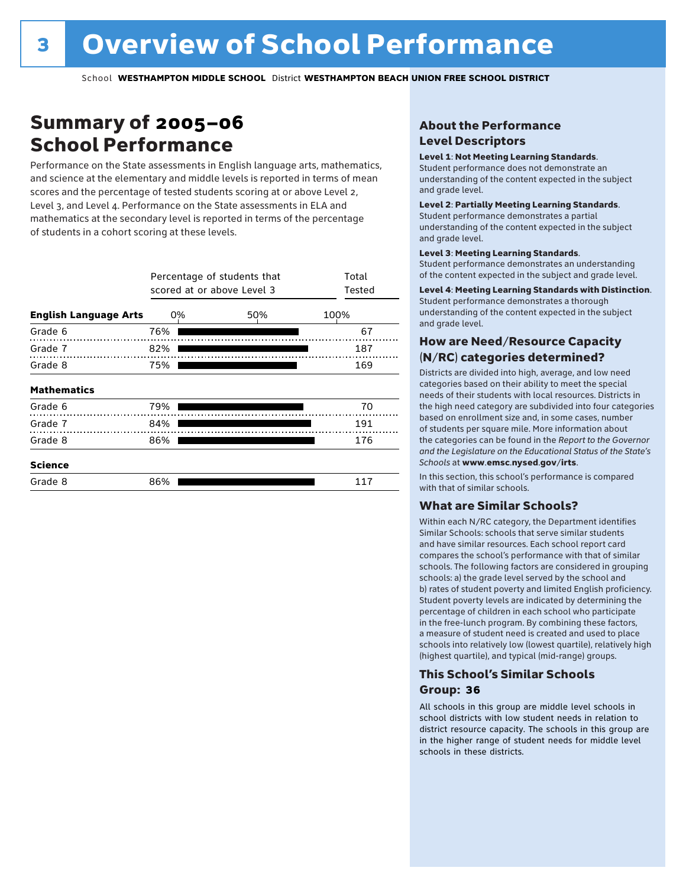# 3 Overview of School Performance

School **WESTHAMPTON MIDDLE SCHOOL** District **WESTHAMPTON BEACH UNION FREE SCHOOL DISTRICT**

## Summary of 2005–06 School Performance

Performance on the State assessments in English language arts, mathematics, and science at the elementary and middle levels is reported in terms of mean scores and the percentage of tested students scoring at or above Level 2, Level 3, and Level 4. Performance on the State assessments in ELA and mathematics at the secondary level is reported in terms of the percentage of students in a cohort scoring at these levels.

| | Percentage of students that scored at or above Level 3 | Total Tested |
|---|---|---|
| **English Language Arts** | | |
| Grade 6 | 76% | 67 |
| Grade 7 | 82% | 187 |
| Grade 8 | 75% | 169 |
| **Mathematics** | | |
| Grade 6 | 79% | 70 |
| Grade 7 | 84% | 191 |
| Grade 8 | 86% | 176 |
| **Science** | | |
| Grade 8 | 86% | 117 |

### About the Performance Level Descriptors

**Level 1**: **Not Meeting Learning Standards**. Student performance does not demonstrate an understanding of the content expected in the subject and grade level.

**Level 2**: **Partially Meeting Learning Standards**. Student performance demonstrates a partial understanding of the content expected in the subject and grade level.

**Level 3**: **Meeting Learning Standards**. Student performance demonstrates an understanding of the content expected in the subject and grade level.

**Level 4**: **Meeting Learning Standards with Distinction**. Student performance demonstrates a thorough understanding of the content expected in the subject and grade level.

### How are Need/Resource Capacity (N/RC) categories determined?

Districts are divided into high, average, and low need categories based on their ability to meet the special needs of their students with local resources. Districts in the high need category are subdivided into four categories based on enrollment size and, in some cases, number of students per square mile. More information about the categories can be found in the *Report to the Governor and the Legislature on the Educational Status of the State's Schools* at **www.emsc.nysed.gov/irts**.

In this section, this school's performance is compared with that of similar schools.

### What are Similar Schools?

Within each N/RC category, the Department identifies Similar Schools: schools that serve similar students and have similar resources. Each school report card compares the school's performance with that of similar schools. The following factors are considered in grouping schools: a) the grade level served by the school and b) rates of student poverty and limited English proficiency. Student poverty levels are indicated by determining the percentage of children in each school who participate in the free-lunch program. By combining these factors, a measure of student need is created and used to place schools into relatively low (lowest quartile), relatively high (highest quartile), and typical (mid-range) groups.

### This School's Similar Schools Group: 36

All schools in this group are middle level schools in school districts with low student needs in relation to district resource capacity. The schools in this group are in the higher range of student needs for middle level schools in these districts.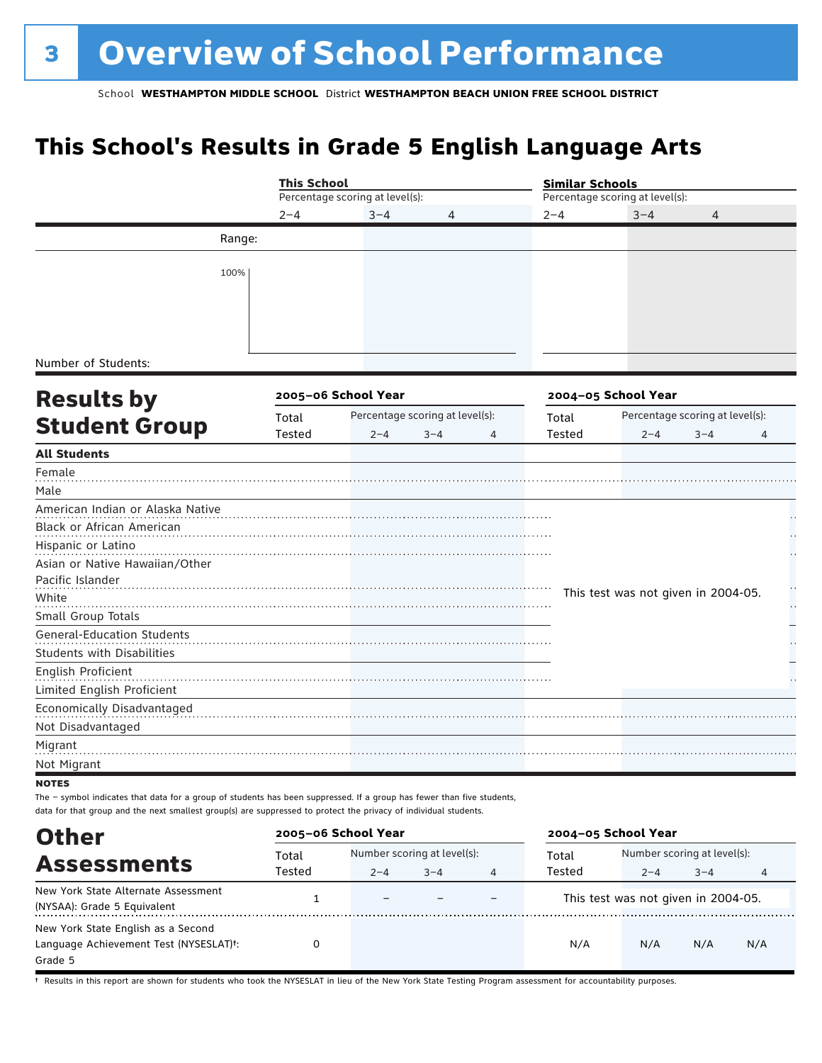# 3 Overview of School Performance

School **WESTHAMPTON MIDDLE SCHOOL** District **WESTHAMPTON BEACH UNION FREE SCHOOL DISTRICT**

## This School's Results in Grade 5 English Language Arts

| | This School | | | Similar Schools | | |
|---|---|---|---|---|---|---|
| | Percentage scoring at level(s): | | | Percentage scoring at level(s): | | |
| | 2–4 | 3–4 | 4 | 2–4 | 3–4 | 4 |
| Range: | | | | | | |
| 100% | | | | | | |
| Number of Students: | | | | | | |

## Results by Student Group

| | 2005–06 School Year | | | | 2004–05 School Year | | | |
|---|---|---|---|---|---|---|---|---|
| | Total Tested | Percentage scoring at level(s): | | | Total Tested | Percentage scoring at level(s): | | |
| | | 2–4 | 3–4 | 4 | | 2–4 | 3–4 | 4 |
| **All Students** | | | | | | | | |
| Female | | | | | | | | |
| Male | | | | | | | | |
| American Indian or Alaska Native | | | | | This test was not given in 2004-05. | | | |
| Black or African American | | | | | | | | |
| Hispanic or Latino | | | | | | | | |
| Asian or Native Hawaiian/Other Pacific Islander | | | | | | | | |
| White | | | | | | | | |
| Small Group Totals | | | | | | | | |
| General-Education Students | | | | | | | | |
| Students with Disabilities | | | | | | | | |
| English Proficient | | | | | | | | |
| Limited English Proficient | | | | | | | | |
| Economically Disadvantaged | | | | | | | | |
| Not Disadvantaged | | | | | | | | |
| Migrant | | | | | | | | |
| Not Migrant | | | | | | | | |

**NOTES**

The – symbol indicates that data for a group of students has been suppressed. If a group has fewer than five students, data for that group and the next smallest group(s) are suppressed to protect the privacy of individual students.

## Other Assessments

| | 2005–06 School Year | | | | 2004–05 School Year | | | |
|---|---|---|---|---|---|---|---|---|
| | Total Tested | Number scoring at level(s): | | | Total Tested | Number scoring at level(s): | | |
| | | 2–4 | 3–4 | 4 | | 2–4 | 3–4 | 4 |
| New York State Alternate Assessment (NYSAA): Grade 5 Equivalent | 1 | – | – | – | This test was not given in 2004-05. | | | |
| New York State English as a Second Language Achievement Test (NYSESLAT)†: Grade 5 | 0 | | | | N/A | N/A | N/A | N/A |

† Results in this report are shown for students who took the NYSESLAT in lieu of the New York State Testing Program assessment for accountability purposes.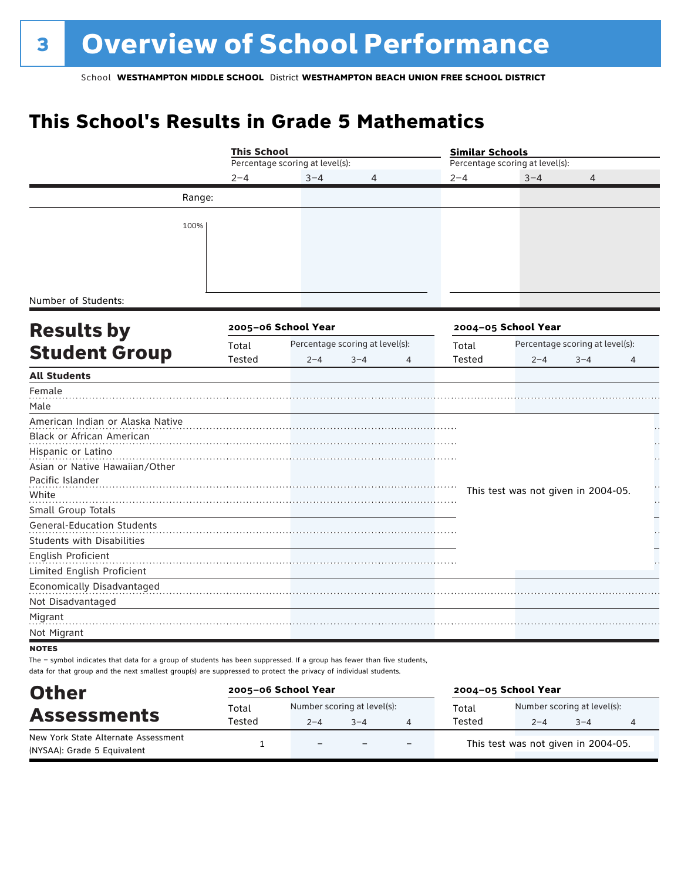# 3 Overview of School Performance

School **WESTHAMPTON MIDDLE SCHOOL** District **WESTHAMPTON BEACH UNION FREE SCHOOL DISTRICT**

## This School's Results in Grade 5 Mathematics

| | This School | | | Similar Schools | | |
|---|---|---|---|---|---|---|
| | Percentage scoring at level(s): | | | Percentage scoring at level(s): | | |
| | 2–4 | 3–4 | 4 | 2–4 | 3–4 | 4 |
| Range: | | | | | | |
| 100% | | | | | | |
| Number of Students: | | | | | | |

## Results by Student Group

| | 2005–06 School Year | | | | 2004–05 School Year | | | |
|---|---|---|---|---|---|---|---|---|
| | Total Tested | Percentage scoring at level(s): 2–4 | 3–4 | 4 | Total Tested | Percentage scoring at level(s): 2–4 | 3–4 | 4 |
| **All Students** | | | | | | | | |
| Female | | | | | | | | |
| Male | | | | | | | | |
| American Indian or Alaska Native | | | | | This test was not given in 2004-05. | | | |
| Black or African American | | | | | | | | |
| Hispanic or Latino | | | | | | | | |
| Asian or Native Hawaiian/Other Pacific Islander | | | | | | | | |
| White | | | | | | | | |
| Small Group Totals | | | | | | | | |
| General-Education Students | | | | | | | | |
| Students with Disabilities | | | | | | | | |
| English Proficient | | | | | | | | |
| Limited English Proficient | | | | | | | | |
| Economically Disadvantaged | | | | | | | | |
| Not Disadvantaged | | | | | | | | |
| Migrant | | | | | | | | |
| Not Migrant | | | | | | | | |

**NOTES**

The – symbol indicates that data for a group of students has been suppressed. If a group has fewer than five students, data for that group and the next smallest group(s) are suppressed to protect the privacy of individual students.

## Other Assessments

| | 2005–06 School Year | | | | 2004–05 School Year | | | |
|---|---|---|---|---|---|---|---|---|
| | Total Tested | Number scoring at level(s): 2–4 | 3–4 | 4 | Total Tested | Number scoring at level(s): 2–4 | 3–4 | 4 |
| New York State Alternate Assessment (NYSAA): Grade 5 Equivalent | 1 | – | – | – | This test was not given in 2004-05. | | | |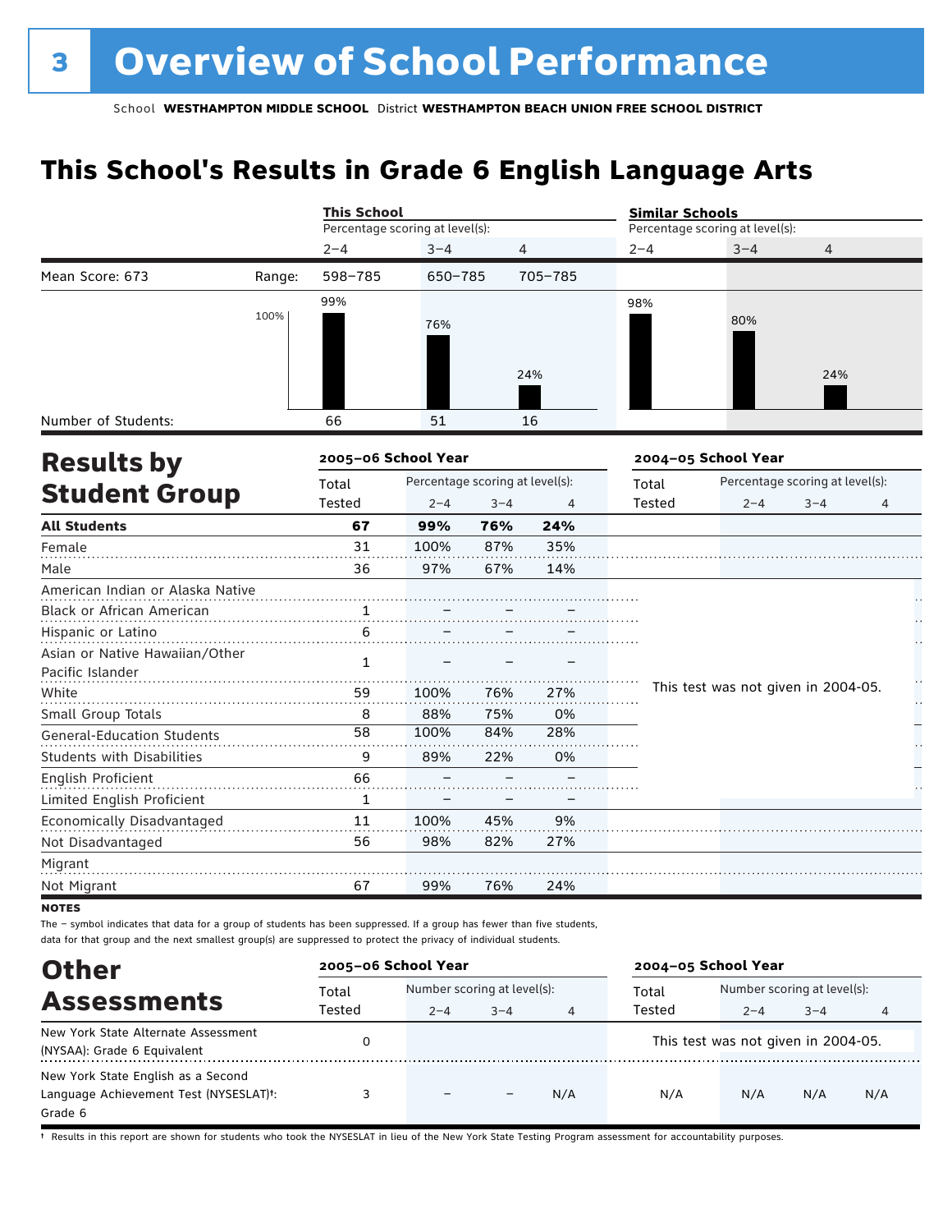# 3 Overview of School Performance

School **WESTHAMPTON MIDDLE SCHOOL** District **WESTHAMPTON BEACH UNION FREE SCHOOL DISTRICT**

## This School's Results in Grade 6 English Language Arts

| | | This School | | | Similar Schools | | |
|---|---|---|---|---|---|---|---|
| | | Percentage scoring at level(s): | | | Percentage scoring at level(s): | | |
| | | 2–4 | 3–4 | 4 | 2–4 | 3–4 | 4 |
| Mean Score: 673 | Range: | 598–785 | 650–785 | 705–785 | | | |
| | | 99% | 76% | 24% | 98% | 80% | 24% |
| Number of Students: | | 66 | 51 | 16 | | | |

## Results by Student Group

| | 2005–06 School Year | | | | 2004–05 School Year | | | |
|---|---|---|---|---|---|---|---|---|
| | Total Tested | Percentage scoring at level(s): 2–4 | 3–4 | 4 | Total Tested | Percentage scoring at level(s): 2–4 | 3–4 | 4 |
| **All Students** | **67** | **99%** | **76%** | **24%** | This test was not given in 2004-05. | | | |
| Female | 31 | 100% | 87% | 35% | | | | |
| Male | 36 | 97% | 67% | 14% | | | | |
| American Indian or Alaska Native | | | | | | | | |
| Black or African American | 1 | – | – | – | | | | |
| Hispanic or Latino | 6 | – | – | – | | | | |
| Asian or Native Hawaiian/Other Pacific Islander | 1 | – | – | – | | | | |
| White | 59 | 100% | 76% | 27% | | | | |
| Small Group Totals | 8 | 88% | 75% | 0% | | | | |
| General-Education Students | 58 | 100% | 84% | 28% | | | | |
| Students with Disabilities | 9 | 89% | 22% | 0% | | | | |
| English Proficient | 66 | – | – | – | | | | |
| Limited English Proficient | 1 | – | – | – | | | | |
| Economically Disadvantaged | 11 | 100% | 45% | 9% | | | | |
| Not Disadvantaged | 56 | 98% | 82% | 27% | | | | |
| Migrant | | | | | | | | |
| Not Migrant | 67 | 99% | 76% | 24% | | | | |

**NOTES**

The – symbol indicates that data for a group of students has been suppressed. If a group has fewer than five students, data for that group and the next smallest group(s) are suppressed to protect the privacy of individual students.

## Other Assessments

| | 2005–06 School Year | | | | 2004–05 School Year | | | |
|---|---|---|---|---|---|---|---|---|
| | Total Tested | Number scoring at level(s): 2–4 | 3–4 | 4 | Total Tested | Number scoring at level(s): 2–4 | 3–4 | 4 |
| New York State Alternate Assessment (NYSAA): Grade 6 Equivalent | 0 | | | | This test was not given in 2004-05. | | | |
| New York State English as a Second Language Achievement Test (NYSESLAT)†: Grade 6 | 3 | – | – | N/A | N/A | N/A | N/A | N/A |

† Results in this report are shown for students who took the NYSESLAT in lieu of the New York State Testing Program assessment for accountability purposes.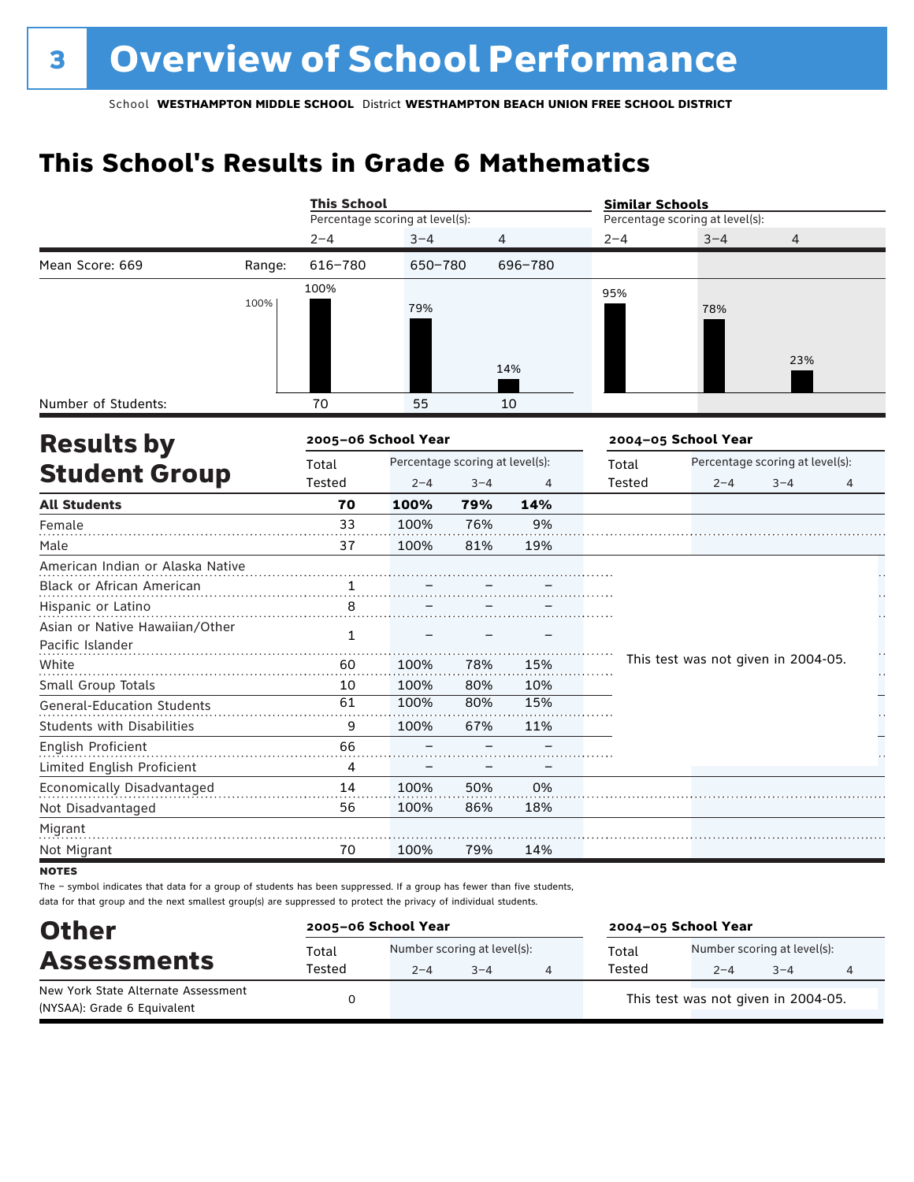# 3 Overview of School Performance

School **WESTHAMPTON MIDDLE SCHOOL** District **WESTHAMPTON BEACH UNION FREE SCHOOL DISTRICT**

## This School's Results in Grade 6 Mathematics

| | | This School | | | Similar Schools | | |
|---|---|---|---|---|---|---|---|
| | | Percentage scoring at level(s): | | | Percentage scoring at level(s): | | |
| | | 2–4 | 3–4 | 4 | 2–4 | 3–4 | 4 |
| Mean Score: 669 | Range: | 616–780 | 650–780 | 696–780 | | | |
| | | 100% | 79% | 14% | 95% | 78% | 23% |
| Number of Students: | | 70 | 55 | 10 | | | |

## Results by Student Group

| | 2005–06 School Year | | | | 2004–05 School Year | | | |
|---|---|---|---|---|---|---|---|---|
| | Total Tested | Percentage scoring at level(s): 2–4 | 3–4 | 4 | Total Tested | Percentage scoring at level(s): 2–4 | 3–4 | 4 |
| **All Students** | **70** | **100%** | **79%** | **14%** | | | | |
| Female | 33 | 100% | 76% | 9% | | | | |
| Male | 37 | 100% | 81% | 19% | | | | |
| American Indian or Alaska Native | | | | | This test was not given in 2004-05. | | | |
| Black or African American | 1 | – | – | – | | | | |
| Hispanic or Latino | 8 | – | – | – | | | | |
| Asian or Native Hawaiian/Other Pacific Islander | 1 | – | – | – | | | | |
| White | 60 | 100% | 78% | 15% | | | | |
| Small Group Totals | 10 | 100% | 80% | 10% | | | | |
| General-Education Students | 61 | 100% | 80% | 15% | | | | |
| Students with Disabilities | 9 | 100% | 67% | 11% | | | | |
| English Proficient | 66 | – | – | – | | | | |
| Limited English Proficient | 4 | – | – | – | | | | |
| Economically Disadvantaged | 14 | 100% | 50% | 0% | | | | |
| Not Disadvantaged | 56 | 100% | 86% | 18% | | | | |
| Migrant | | | | | | | | |
| Not Migrant | 70 | 100% | 79% | 14% | | | | |

**NOTES**

The – symbol indicates that data for a group of students has been suppressed. If a group has fewer than five students, data for that group and the next smallest group(s) are suppressed to protect the privacy of individual students.

## Other Assessments

| | 2005–06 School Year | | | | 2004–05 School Year | | | |
|---|---|---|---|---|---|---|---|---|
| | Total Tested | Number scoring at level(s): 2–4 | 3–4 | 4 | Total Tested | Number scoring at level(s): 2–4 | 3–4 | 4 |
| New York State Alternate Assessment (NYSAA): Grade 6 Equivalent | 0 | | | | This test was not given in 2004-05. | | | |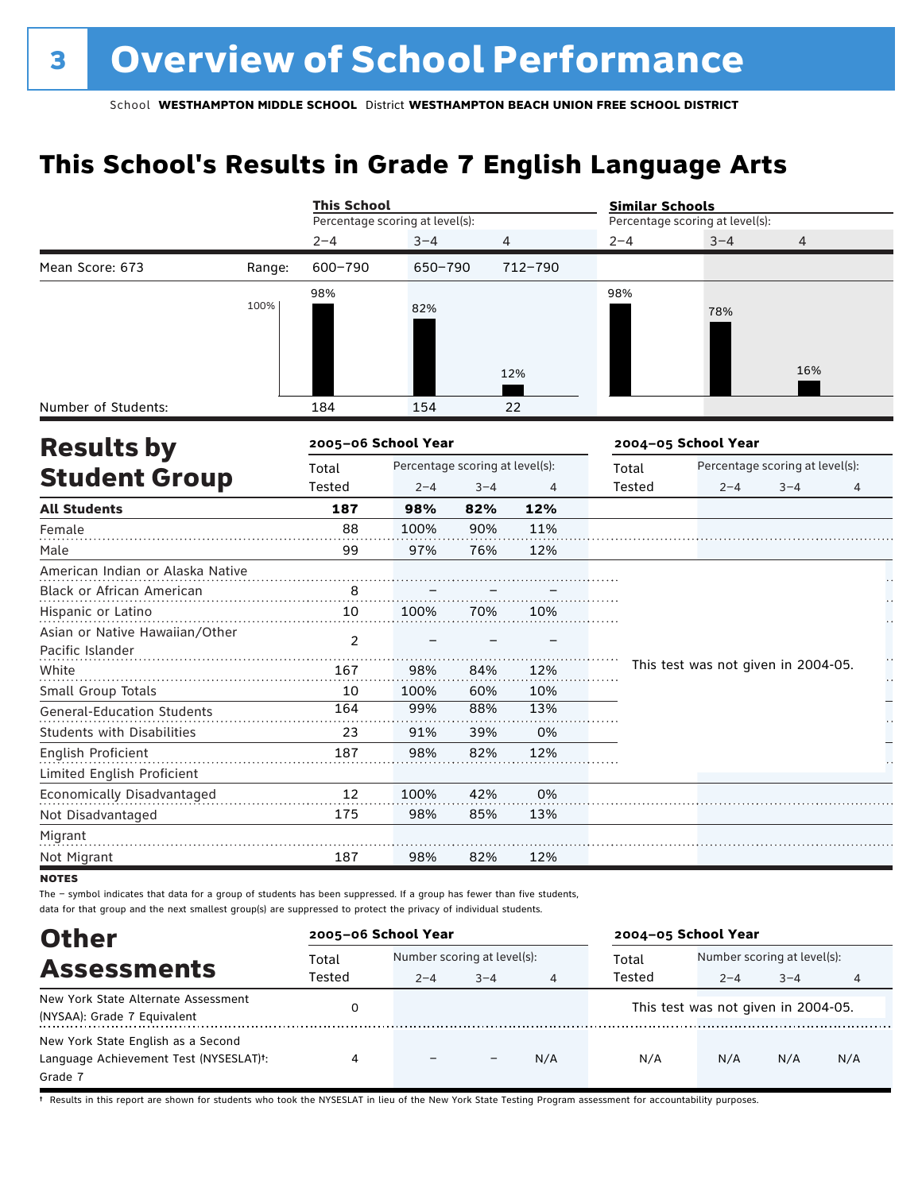# 3 Overview of School Performance

School **WESTHAMPTON MIDDLE SCHOOL** District **WESTHAMPTON BEACH UNION FREE SCHOOL DISTRICT**

## This School's Results in Grade 7 English Language Arts

| | | This School | | | Similar Schools | | |
|---|---|---|---|---|---|---|---|
| | | Percentage scoring at level(s): | | | Percentage scoring at level(s): | | |
| | | 2–4 | 3–4 | 4 | 2–4 | 3–4 | 4 |
| Mean Score: 673 | Range: | 600–790 | 650–790 | 712–790 | | | |
| | | 98% | 82% | 12% | 98% | 78% | 16% |
| Number of Students: | | 184 | 154 | 22 | | | |

## Results by Student Group

| | 2005–06 School Year | | | | 2004–05 School Year | | | |
|---|---|---|---|---|---|---|---|---|
| | Total Tested | Percentage scoring at level(s): 2–4 | 3–4 | 4 | Total Tested | Percentage scoring at level(s): 2–4 | 3–4 | 4 |
| **All Students** | **187** | **98%** | **82%** | **12%** | | | | |
| Female | 88 | 100% | 90% | 11% | | | | |
| Male | 99 | 97% | 76% | 12% | | | | |
| American Indian or Alaska Native | | | | | This test was not given in 2004-05. | | | |
| Black or African American | 8 | – | – | – | | | | |
| Hispanic or Latino | 10 | 100% | 70% | 10% | | | | |
| Asian or Native Hawaiian/Other Pacific Islander | 2 | – | – | – | | | | |
| White | 167 | 98% | 84% | 12% | | | | |
| Small Group Totals | 10 | 100% | 60% | 10% | | | | |
| General-Education Students | 164 | 99% | 88% | 13% | | | | |
| Students with Disabilities | 23 | 91% | 39% | 0% | | | | |
| English Proficient | 187 | 98% | 82% | 12% | | | | |
| Limited English Proficient | | | | | | | | |
| Economically Disadvantaged | 12 | 100% | 42% | 0% | | | | |
| Not Disadvantaged | 175 | 98% | 85% | 13% | | | | |
| Migrant | | | | | | | | |
| Not Migrant | 187 | 98% | 82% | 12% | | | | |

**NOTES**

The – symbol indicates that data for a group of students has been suppressed. If a group has fewer than five students, data for that group and the next smallest group(s) are suppressed to protect the privacy of individual students.

## Other Assessments

| | 2005–06 School Year | | | | 2004–05 School Year | | | |
|---|---|---|---|---|---|---|---|---|
| | Total Tested | Number scoring at level(s): 2–4 | 3–4 | 4 | Total Tested | Number scoring at level(s): 2–4 | 3–4 | 4 |
| New York State Alternate Assessment (NYSAA): Grade 7 Equivalent | 0 | | | | This test was not given in 2004-05. | | | |
| New York State English as a Second Language Achievement Test (NYSESLAT)†: Grade 7 | 4 | – | – | N/A | N/A | N/A | N/A | N/A |

† Results in this report are shown for students who took the NYSESLAT in lieu of the New York State Testing Program assessment for accountability purposes.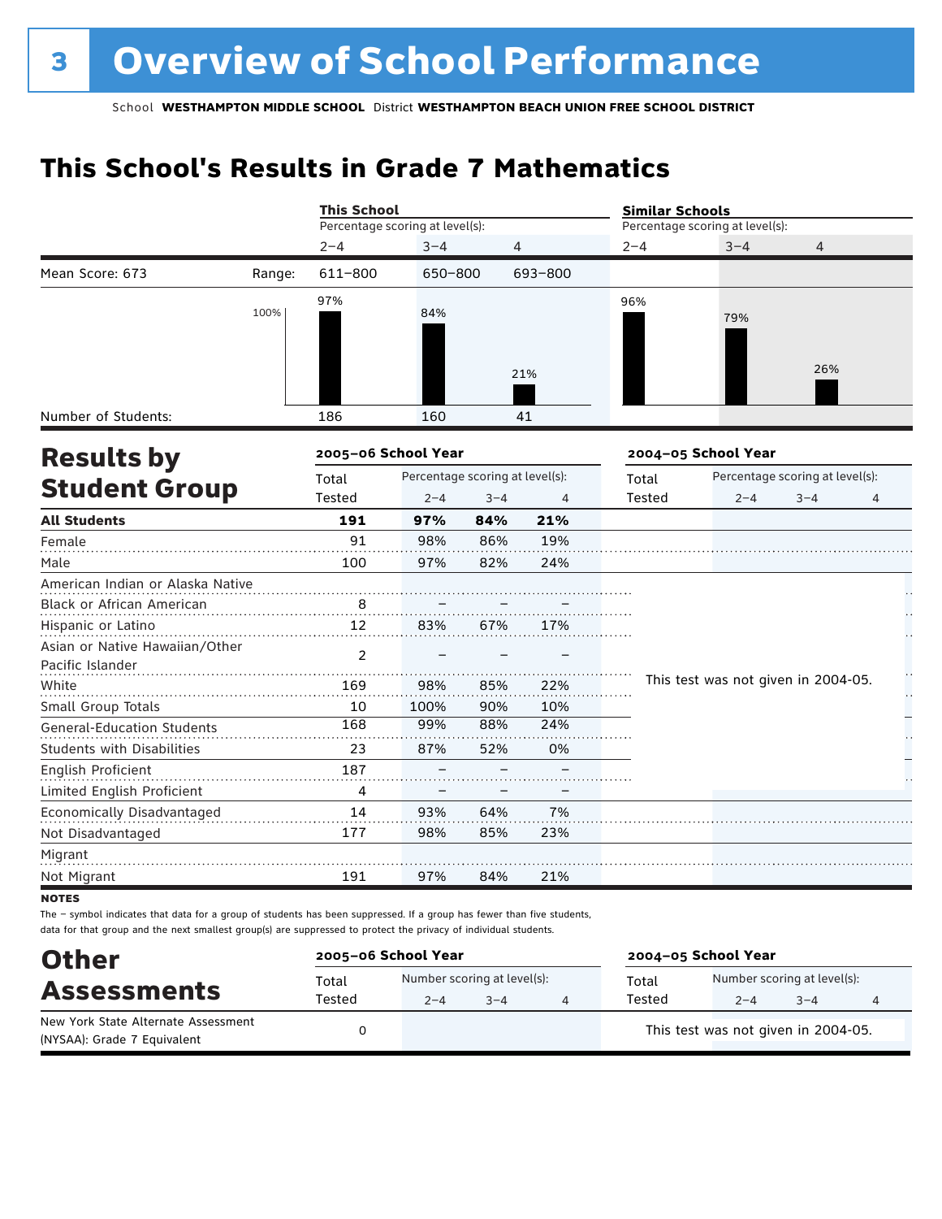# 3 Overview of School Performance

School **WESTHAMPTON MIDDLE SCHOOL** District **WESTHAMPTON BEACH UNION FREE SCHOOL DISTRICT**

## This School's Results in Grade 7 Mathematics

| | | This School | | | Similar Schools | | |
|---|---|---|---|---|---|---|---|
| | | Percentage scoring at level(s): | | | Percentage scoring at level(s): | | |
| | | 2–4 | 3–4 | 4 | 2–4 | 3–4 | 4 |
| Mean Score: 673 | Range: | 611–800 | 650–800 | 693–800 | | | |
| | | 97% | 84% | 21% | 96% | 79% | 26% |
| Number of Students: | | 186 | 160 | 41 | | | |

## Results by Student Group

| | 2005–06 School Year | | | | 2004–05 School Year | | | |
|---|---|---|---|---|---|---|---|---|
| | Total Tested | Percentage scoring at level(s): 2–4 | 3–4 | 4 | Total Tested | Percentage scoring at level(s): 2–4 | 3–4 | 4 |
| **All Students** | **191** | **97%** | **84%** | **21%** | | | | |
| Female | 91 | 98% | 86% | 19% | | | | |
| Male | 100 | 97% | 82% | 24% | | | | |
| American Indian or Alaska Native | | | | | This test was not given in 2004-05. | | | |
| Black or African American | 8 | – | – | – | | | | |
| Hispanic or Latino | 12 | 83% | 67% | 17% | | | | |
| Asian or Native Hawaiian/Other Pacific Islander | 2 | – | – | – | | | | |
| White | 169 | 98% | 85% | 22% | | | | |
| Small Group Totals | 10 | 100% | 90% | 10% | | | | |
| General-Education Students | 168 | 99% | 88% | 24% | | | | |
| Students with Disabilities | 23 | 87% | 52% | 0% | | | | |
| English Proficient | 187 | – | – | – | | | | |
| Limited English Proficient | 4 | – | – | – | | | | |
| Economically Disadvantaged | 14 | 93% | 64% | 7% | | | | |
| Not Disadvantaged | 177 | 98% | 85% | 23% | | | | |
| Migrant | | | | | | | | |
| Not Migrant | 191 | 97% | 84% | 21% | | | | |

**NOTES**

The – symbol indicates that data for a group of students has been suppressed. If a group has fewer than five students, data for that group and the next smallest group(s) are suppressed to protect the privacy of individual students.

## Other Assessments

| | 2005–06 School Year | | | | 2004–05 School Year | | | |
|---|---|---|---|---|---|---|---|---|
| | Total Tested | Number scoring at level(s): 2–4 | 3–4 | 4 | Total Tested | Number scoring at level(s): 2–4 | 3–4 | 4 |
| New York State Alternate Assessment (NYSAA): Grade 7 Equivalent | 0 | | | | This test was not given in 2004-05. | | | |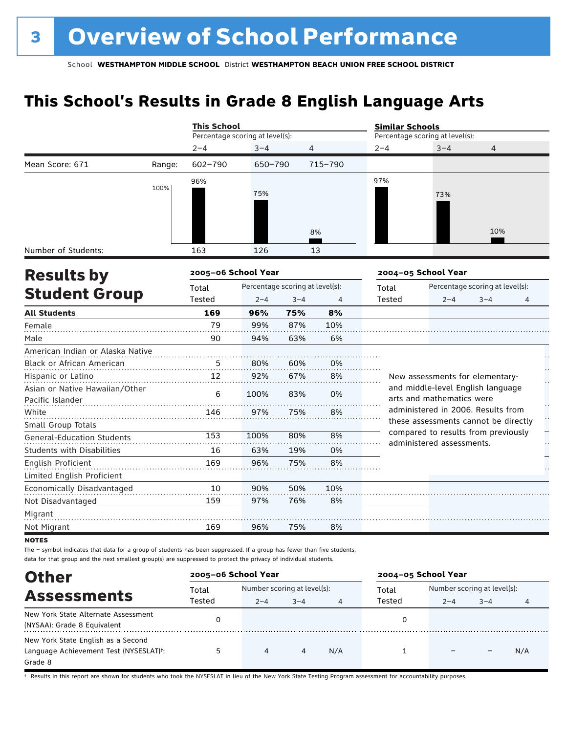# 3 Overview of School Performance

School **WESTHAMPTON MIDDLE SCHOOL** District **WESTHAMPTON BEACH UNION FREE SCHOOL DISTRICT**

## This School's Results in Grade 8 English Language Arts

| | | This School | | | Similar Schools | | |
|---|---|---|---|---|---|---|---|
| | | Percentage scoring at level(s): | | | Percentage scoring at level(s): | | |
| | | 2–4 | 3–4 | 4 | 2–4 | 3–4 | 4 |
| Mean Score: 671 | Range: | 602–790 | 650–790 | 715–790 | | | |
| | | 96% | 75% | 8% | 97% | 73% | 10% |
| Number of Students: | | 163 | 126 | 13 | | | |

## Results by Student Group

| | 2005–06 School Year | | | | 2004–05 School Year | | | |
|---|---|---|---|---|---|---|---|---|
| | Total Tested | Percentage scoring at level(s): 2–4 | 3–4 | 4 | Total Tested | Percentage scoring at level(s): 2–4 | 3–4 | 4 |
| **All Students** | **169** | **96%** | **75%** | **8%** | | | | |
| Female | 79 | 99% | 87% | 10% | | | | |
| Male | 90 | 94% | 63% | 6% | | | | |
| American Indian or Alaska Native | | | | | | | | |
| Black or African American | 5 | 80% | 60% | 0% | | | | |
| Hispanic or Latino | 12 | 92% | 67% | 8% | | | | |
| Asian or Native Hawaiian/Other Pacific Islander | 6 | 100% | 83% | 0% | | | | |
| White | 146 | 97% | 75% | 8% | | | | |
| Small Group Totals | | | | | | | | |
| General-Education Students | 153 | 100% | 80% | 8% | | | | |
| Students with Disabilities | 16 | 63% | 19% | 0% | | | | |
| English Proficient | 169 | 96% | 75% | 8% | | | | |
| Limited English Proficient | | | | | | | | |
| Economically Disadvantaged | 10 | 90% | 50% | 10% | | | | |
| Not Disadvantaged | 159 | 97% | 76% | 8% | | | | |
| Migrant | | | | | | | | |
| Not Migrant | 169 | 96% | 75% | 8% | | | | |

New assessments for elementary- and middle-level English language arts and mathematics were administered in 2006. Results from these assessments cannot be directly compared to results from previously administered assessments.

**NOTES**

The – symbol indicates that data for a group of students has been suppressed. If a group has fewer than five students, data for that group and the next smallest group(s) are suppressed to protect the privacy of individual students.

## Other Assessments

| | 2005–06 School Year | | | | 2004–05 School Year | | | |
|---|---|---|---|---|---|---|---|---|
| | Total Tested | Number scoring at level(s): 2–4 | 3–4 | 4 | Total Tested | Number scoring at level(s): 2–4 | 3–4 | 4 |
| New York State Alternate Assessment (NYSAA): Grade 8 Equivalent | 0 | | | | 0 | | | |
| New York State English as a Second Language Achievement Test (NYSESLAT)†: Grade 8 | 5 | 4 | 4 | N/A | 1 | – | – | N/A |

† Results in this report are shown for students who took the NYSESLAT in lieu of the New York State Testing Program assessment for accountability purposes.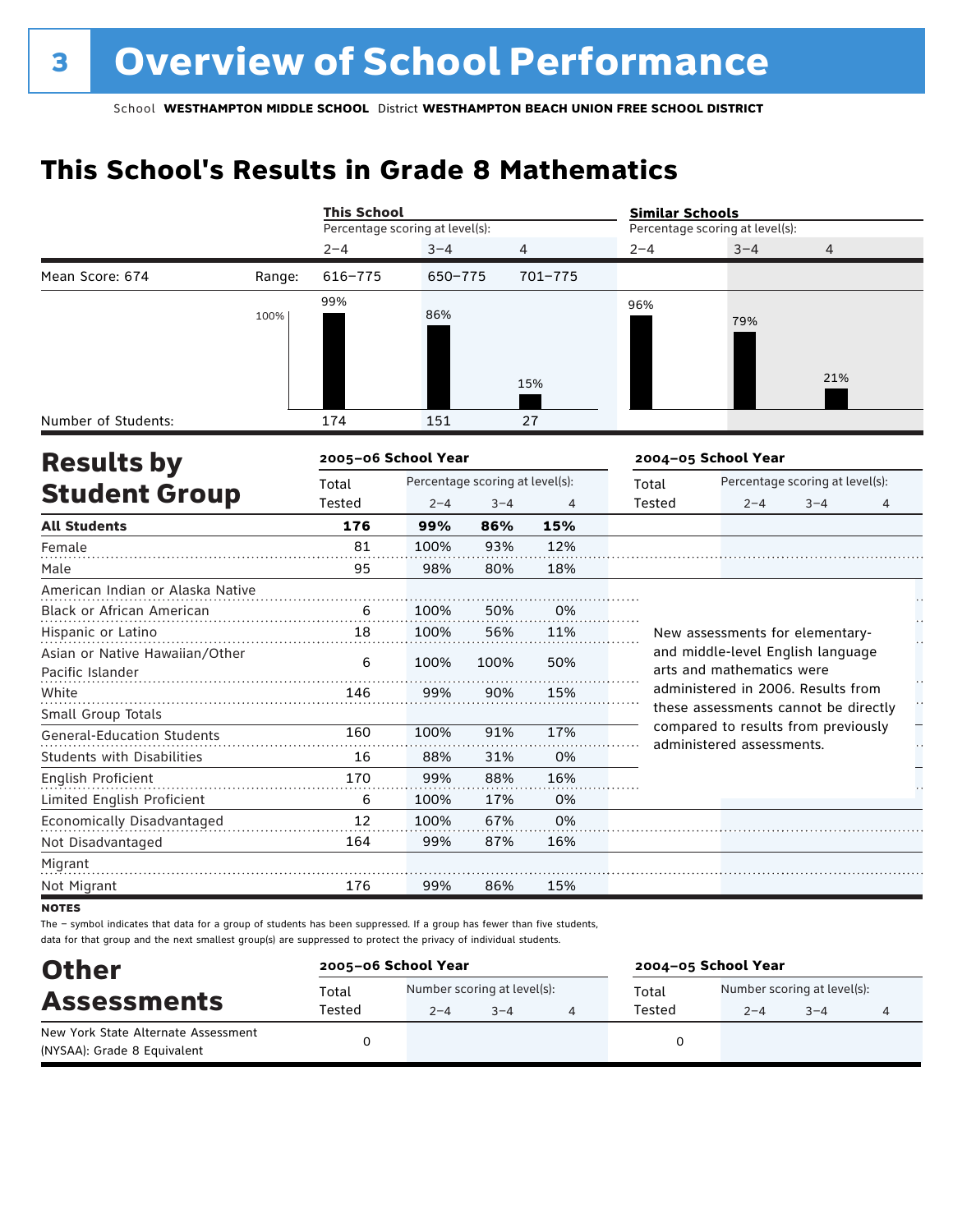# 3 Overview of School Performance

School **WESTHAMPTON MIDDLE SCHOOL** District **WESTHAMPTON BEACH UNION FREE SCHOOL DISTRICT**

## This School's Results in Grade 8 Mathematics

| | | This School | | | Similar Schools | | |
|---|---|---|---|---|---|---|---|
| | | Percentage scoring at level(s): | | | Percentage scoring at level(s): | | |
| | | 2–4 | 3–4 | 4 | 2–4 | 3–4 | 4 |
| Mean Score: 674 | Range: | 616–775 | 650–775 | 701–775 | | | |
| | | 99% | 86% | 15% | 96% | 79% | 21% |
| Number of Students: | | 174 | 151 | 27 | | | |

## Results by Student Group

| | 2005–06 School Year | | | | 2004–05 School Year | | | |
|---|---|---|---|---|---|---|---|---|
| | Total Tested | Percentage scoring at level(s): 2–4 | 3–4 | 4 | Total Tested | Percentage scoring at level(s): 2–4 | 3–4 | 4 |
| **All Students** | **176** | **99%** | **86%** | **15%** | | | | |
| Female | 81 | 100% | 93% | 12% | | | | |
| Male | 95 | 98% | 80% | 18% | | | | |
| American Indian or Alaska Native | | | | | | | | |
| Black or African American | 6 | 100% | 50% | 0% | | | | |
| Hispanic or Latino | 18 | 100% | 56% | 11% | | | | |
| Asian or Native Hawaiian/Other Pacific Islander | 6 | 100% | 100% | 50% | | | | |
| White | 146 | 99% | 90% | 15% | | | | |
| Small Group Totals | | | | | | | | |
| General-Education Students | 160 | 100% | 91% | 17% | | | | |
| Students with Disabilities | 16 | 88% | 31% | 0% | | | | |
| English Proficient | 170 | 99% | 88% | 16% | | | | |
| Limited English Proficient | 6 | 100% | 17% | 0% | | | | |
| Economically Disadvantaged | 12 | 100% | 67% | 0% | | | | |
| Not Disadvantaged | 164 | 99% | 87% | 16% | | | | |
| Migrant | | | | | | | | |
| Not Migrant | 176 | 99% | 86% | 15% | | | | |

New assessments for elementary- and middle-level English language arts and mathematics were administered in 2006. Results from these assessments cannot be directly compared to results from previously administered assessments.

**NOTES**

The – symbol indicates that data for a group of students has been suppressed. If a group has fewer than five students, data for that group and the next smallest group(s) are suppressed to protect the privacy of individual students.

## Other Assessments

| | 2005–06 School Year | | | | 2004–05 School Year | | | |
|---|---|---|---|---|---|---|---|---|
| | Total Tested | Number scoring at level(s): 2–4 | 3–4 | 4 | Total Tested | Number scoring at level(s): 2–4 | 3–4 | 4 |
| New York State Alternate Assessment (NYSAA): Grade 8 Equivalent | 0 | | | | 0 | | | |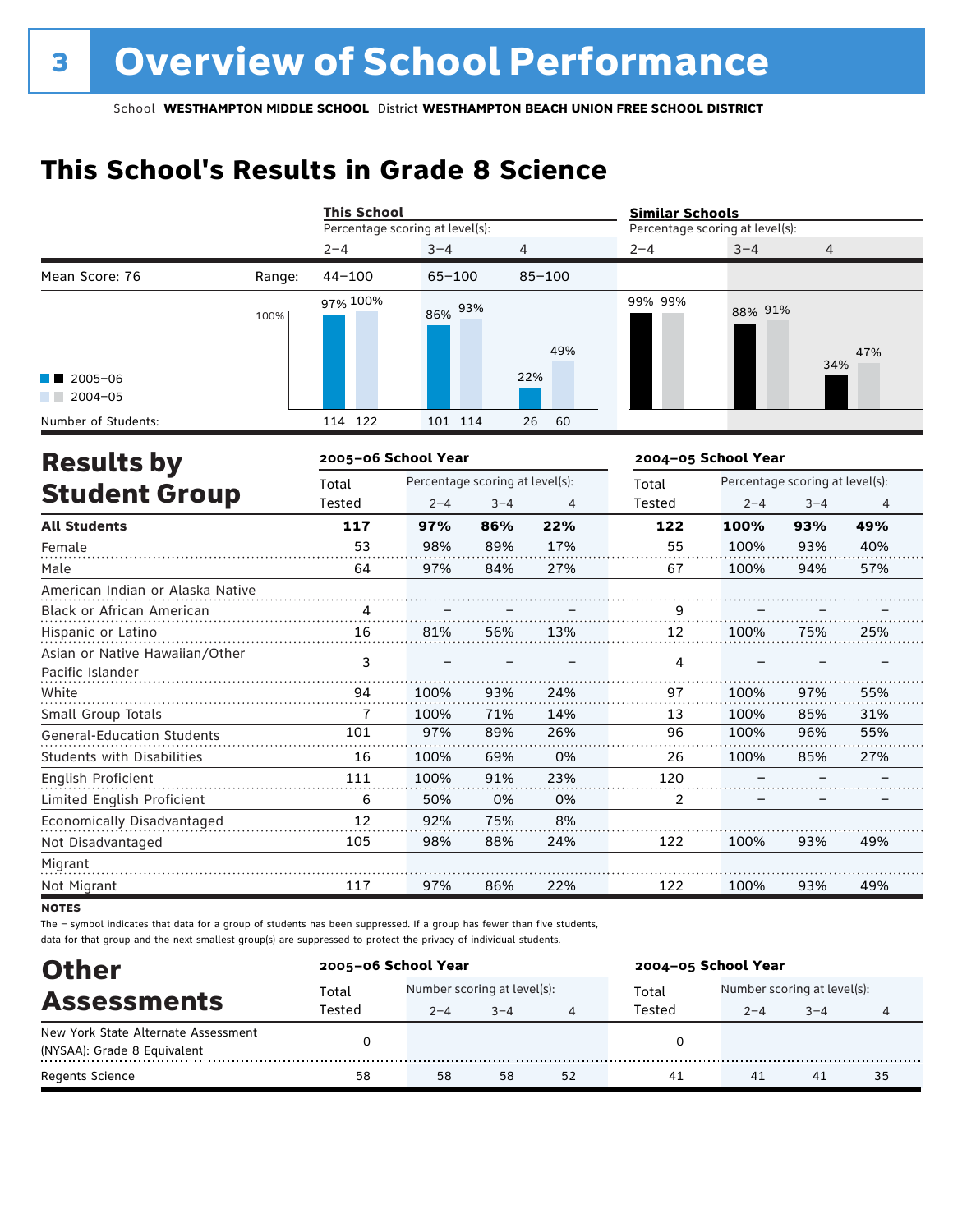# 3 Overview of School Performance

School **WESTHAMPTON MIDDLE SCHOOL** District **WESTHAMPTON BEACH UNION FREE SCHOOL DISTRICT**

## This School's Results in Grade 8 Science

| | This School — Percentage scoring at level(s): | | | Similar Schools — Percentage scoring at level(s): | | |
|---|---|---|---|---|---|---|
| | 2–4 | 3–4 | 4 | 2–4 | 3–4 | 4 |
| Mean Score: 76 — Range: | 44–100 | 65–100 | 85–100 | | | |
| 2005–06 | 97% | 86% | 22% | 99% | 88% | 34% |
| 2004–05 | 100% | 93% | 49% | 99% | 91% | 47% |
| Number of Students (2005–06 / 2004–05): | 114 / 122 | 101 / 114 | 26 / 60 | | | |

## Results by Student Group

| | 2005–06 School Year | | | | 2004–05 School Year | | | |
|---|---|---|---|---|---|---|---|---|
| | Total Tested | Percentage scoring at level(s): 2–4 | 3–4 | 4 | Total Tested | Percentage scoring at level(s): 2–4 | 3–4 | 4 |
| **All Students** | **117** | **97%** | **86%** | **22%** | **122** | **100%** | **93%** | **49%** |
| Female | 53 | 98% | 89% | 17% | 55 | 100% | 93% | 40% |
| Male | 64 | 97% | 84% | 27% | 67 | 100% | 94% | 57% |
| American Indian or Alaska Native | | | | | | | | |
| Black or African American | 4 | – | – | – | 9 | – | – | – |
| Hispanic or Latino | 16 | 81% | 56% | 13% | 12 | 100% | 75% | 25% |
| Asian or Native Hawaiian/Other Pacific Islander | 3 | – | – | – | 4 | – | – | – |
| White | 94 | 100% | 93% | 24% | 97 | 100% | 97% | 55% |
| Small Group Totals | 7 | 100% | 71% | 14% | 13 | 100% | 85% | 31% |
| General-Education Students | 101 | 97% | 89% | 26% | 96 | 100% | 96% | 55% |
| Students with Disabilities | 16 | 100% | 69% | 0% | 26 | 100% | 85% | 27% |
| English Proficient | 111 | 100% | 91% | 23% | 120 | – | – | – |
| Limited English Proficient | 6 | 50% | 0% | 0% | 2 | – | – | – |
| Economically Disadvantaged | 12 | 92% | 75% | 8% | | | | |
| Not Disadvantaged | 105 | 98% | 88% | 24% | 122 | 100% | 93% | 49% |
| Migrant | | | | | | | | |
| Not Migrant | 117 | 97% | 86% | 22% | 122 | 100% | 93% | 49% |

**NOTES**

The – symbol indicates that data for a group of students has been suppressed. If a group has fewer than five students, data for that group and the next smallest group(s) are suppressed to protect the privacy of individual students.

## Other Assessments

| | 2005–06 School Year | | | | 2004–05 School Year | | | |
|---|---|---|---|---|---|---|---|---|
| | Total Tested | Number scoring at level(s): 2–4 | 3–4 | 4 | Total Tested | Number scoring at level(s): 2–4 | 3–4 | 4 |
| New York State Alternate Assessment (NYSAA): Grade 8 Equivalent | 0 | | | | 0 | | | |
| Regents Science | 58 | 58 | 58 | 52 | 41 | 41 | 41 | 35 |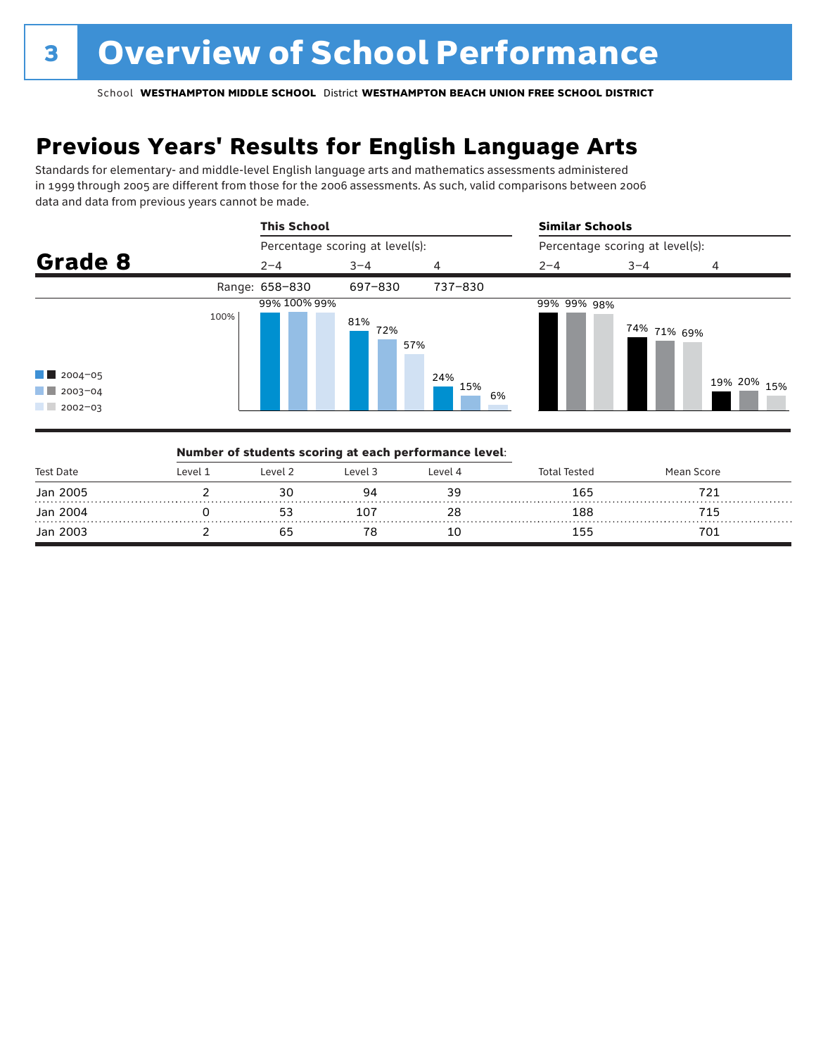# 3 Overview of School Performance

School **WESTHAMPTON MIDDLE SCHOOL** District **WESTHAMPTON BEACH UNION FREE SCHOOL DISTRICT**

## Previous Years' Results for English Language Arts

Standards for elementary- and middle-level English language arts and mathematics assessments administered in 1999 through 2005 are different from those for the 2006 assessments. As such, valid comparisons between 2006 data and data from previous years cannot be made.

### Grade 8

| | This School 2–4 | This School 3–4 | This School 4 | Similar Schools 2–4 | Similar Schools 3–4 | Similar Schools 4 |
|---|---|---|---|---|---|---|
| Range | 658–830 | 697–830 | 737–830 | | | |
| 2004–05 | 99% | 81% | 24% | 99% | 74% | 19% |
| 2003–04 | 100% | 72% | 15% | 99% | 71% | 20% |
| 2002–03 | 99% | 57% | 6% | 98% | 69% | 15% |

**Number of students scoring at each performance level:**

| Test Date | Level 1 | Level 2 | Level 3 | Level 4 | Total Tested | Mean Score |
|---|---|---|---|---|---|---|
| Jan 2005 | 2 | 30 | 94 | 39 | 165 | 721 |
| Jan 2004 | 0 | 53 | 107 | 28 | 188 | 715 |
| Jan 2003 | 2 | 65 | 78 | 10 | 155 | 701 |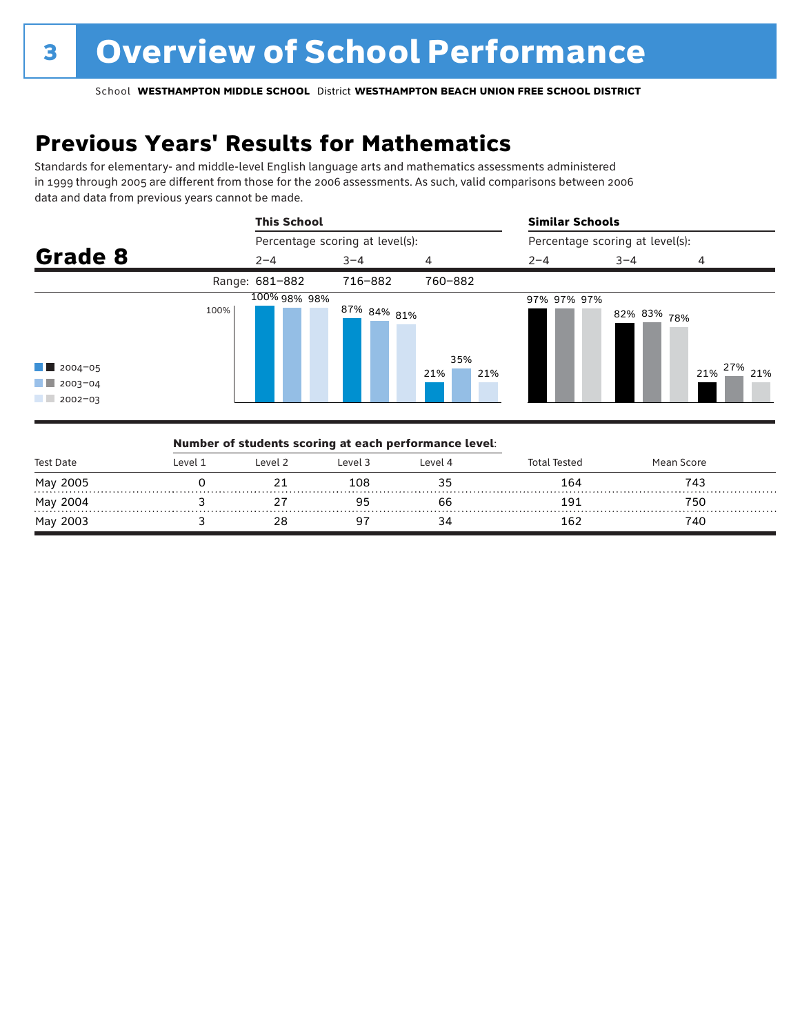# 3 Overview of School Performance

School **WESTHAMPTON MIDDLE SCHOOL** District **WESTHAMPTON BEACH UNION FREE SCHOOL DISTRICT**

## Previous Years' Results for Mathematics

Standards for elementary- and middle-level English language arts and mathematics assessments administered in 1999 through 2005 are different from those for the 2006 assessments. As such, valid comparisons between 2006 data and data from previous years cannot be made.

### Grade 8

**This School**

Percentage scoring at level(s):

2–4 3–4 4

Range: 681–882 716–882 760–882

100%

100% 98% 98%

87% 84% 81%

21% 35% 21%

**Similar Schools**

Percentage scoring at level(s):

2–4 3–4 4

97% 97% 97%

82% 83% 78%

21% 27% 21%

2004–05
2003–04
2002–03

**Number of students scoring at each performance level:**

| Test Date | Level 1 | Level 2 | Level 3 | Level 4 | Total Tested | Mean Score |
|---|---|---|---|---|---|---|
| May 2005 | 0 | 21 | 108 | 35 | 164 | 743 |
| May 2004 | 3 | 27 | 95 | 66 | 191 | 750 |
| May 2003 | 3 | 28 | 97 | 34 | 162 | 740 |